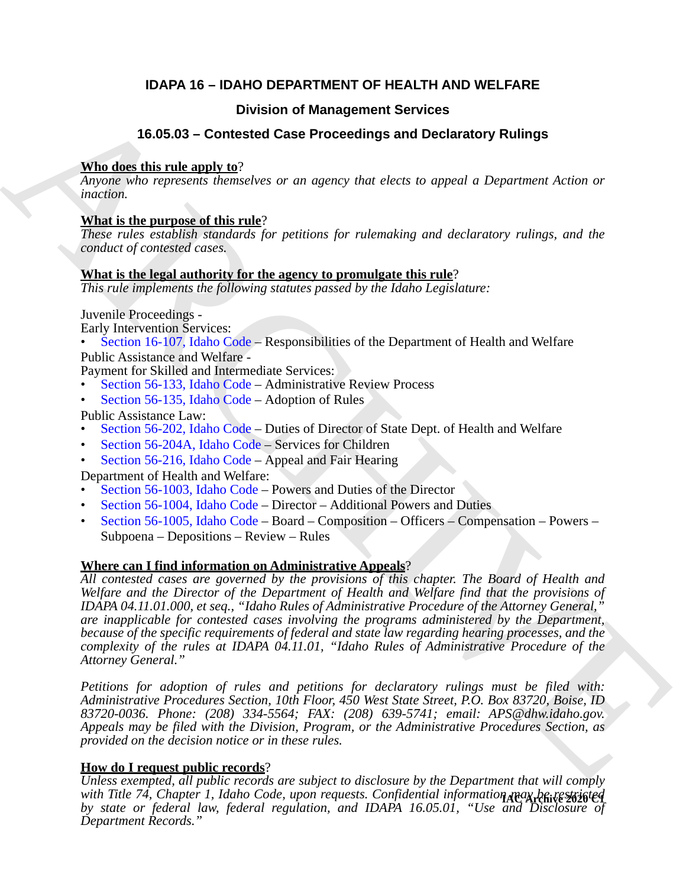# IDAPA 16 – IDAHO DEPARTMENT OF HEALTH AND WELFARE

## Division of Management Services

## 16.05.03 – Contested Case Proceedings and Declaratory Rulings

**Who does this rule apply to?**
*Anyone who represents themselves or an agency that elects to appeal a Department Action or inaction.*

**What is the purpose of this rule?**
*These rules establish standards for petitions for rulemaking and declaratory rulings, and the conduct of contested cases.*

**What is the legal authority for the agency to promulgate this rule?**
*This rule implements the following statutes passed by the Idaho Legislature:*

Juvenile Proceedings -
Early Intervention Services:

- Section 16-107, Idaho Code – Responsibilities of the Department of Health and Welfare

Public Assistance and Welfare -
Payment for Skilled and Intermediate Services:

- Section 56-133, Idaho Code – Administrative Review Process
- Section 56-135, Idaho Code – Adoption of Rules

Public Assistance Law:

- Section 56-202, Idaho Code – Duties of Director of State Dept. of Health and Welfare
- Section 56-204A, Idaho Code – Services for Children
- Section 56-216, Idaho Code – Appeal and Fair Hearing

Department of Health and Welfare:

- Section 56-1003, Idaho Code – Powers and Duties of the Director
- Section 56-1004, Idaho Code – Director – Additional Powers and Duties
- Section 56-1005, Idaho Code – Board – Composition – Officers – Compensation – Powers – Subpoena – Depositions – Review – Rules

**Where can I find information on Administrative Appeals?**
*All contested cases are governed by the provisions of this chapter. The Board of Health and Welfare and the Director of the Department of Health and Welfare find that the provisions of IDAPA 04.11.01.000, et seq., "Idaho Rules of Administrative Procedure of the Attorney General," are inapplicable for contested cases involving the programs administered by the Department, because of the specific requirements of federal and state law regarding hearing processes, and the complexity of the rules at IDAPA 04.11.01, "Idaho Rules of Administrative Procedure of the Attorney General."*

*Petitions for adoption of rules and petitions for declaratory rulings must be filed with: Administrative Procedures Section, 10th Floor, 450 West State Street, P.O. Box 83720, Boise, ID 83720-0036. Phone: (208) 334-5564; FAX: (208) 639-5741; email: APS@dhw.idaho.gov. Appeals may be filed with the Division, Program, or the Administrative Procedures Section, as provided on the decision notice or in these rules.*

**How do I request public records?**
*Unless exempted, all public records are subject to disclosure by the Department that will comply with Title 74, Chapter 1, Idaho Code, upon requests. Confidential information may be restricted by state or federal law, federal regulation, and IDAPA 16.05.01, "Use and Disclosure of Department Records."*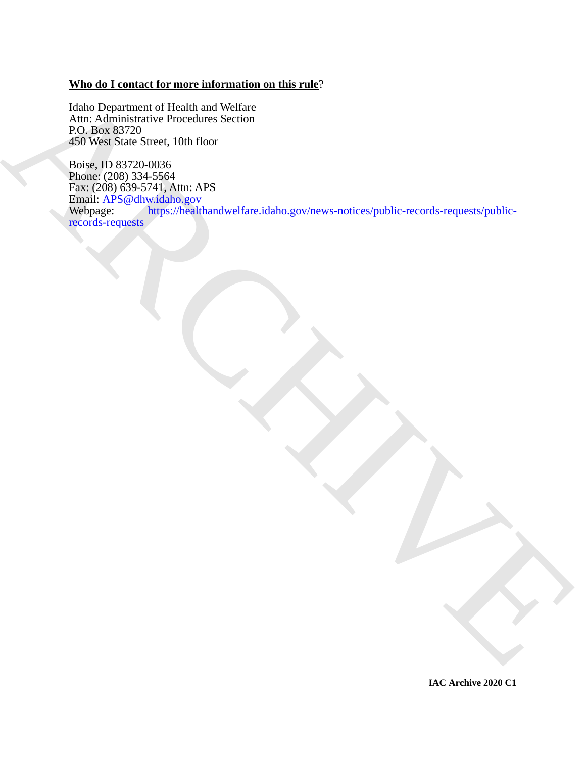**Who do I contact for more information on this rule**?

Idaho Department of Health and Welfare
Attn: Administrative Procedures Section
P.O. Box 83720
450 West State Street, 10th floor

Boise, ID 83720-0036
Phone: (208) 334-5564
Fax: (208) 639-5741, Attn: APS
Email: APS@dhw.idaho.gov
Webpage: https://healthandwelfare.idaho.gov/news-notices/public-records-requests/public-records-requests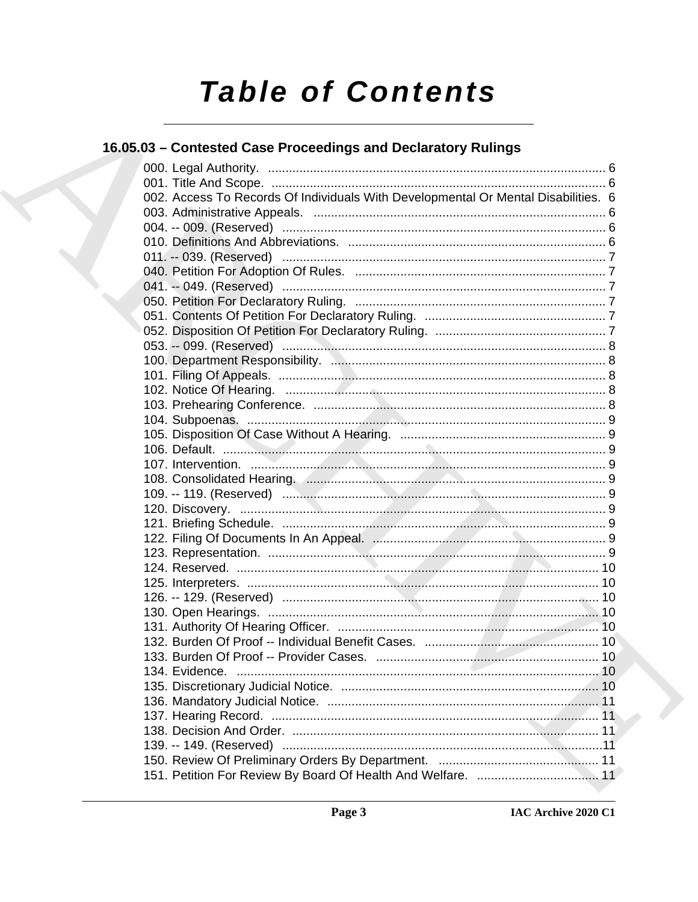# Table of Contents

## 16.05.03 – Contested Case Proceedings and Declaratory Rulings

000. Legal Authority. ... 6
001. Title And Scope. ... 6
002. Access To Records Of Individuals With Developmental Or Mental Disabilities. 6
003. Administrative Appeals. ... 6
004. -- 009. (Reserved) ... 6
010. Definitions And Abbreviations. ... 6
011. -- 039. (Reserved) ... 7
040. Petition For Adoption Of Rules. ... 7
041. -- 049. (Reserved) ... 7
050. Petition For Declaratory Ruling. ... 7
051. Contents Of Petition For Declaratory Ruling. ... 7
052. Disposition Of Petition For Declaratory Ruling. ... 7
053. -- 099. (Reserved) ... 8
100. Department Responsibility. ... 8
101. Filing Of Appeals. ... 8
102. Notice Of Hearing. ... 8
103. Prehearing Conference. ... 8
104. Subpoenas. ... 9
105. Disposition Of Case Without A Hearing. ... 9
106. Default. ... 9
107. Intervention. ... 9
108. Consolidated Hearing. ... 9
109. -- 119. (Reserved) ... 9
120. Discovery. ... 9
121. Briefing Schedule. ... 9
122. Filing Of Documents In An Appeal. ... 9
123. Representation. ... 9
124. Reserved. ... 10
125. Interpreters. ... 10
126. -- 129. (Reserved) ... 10
130. Open Hearings. ... 10
131. Authority Of Hearing Officer. ... 10
132. Burden Of Proof -- Individual Benefit Cases. ... 10
133. Burden Of Proof -- Provider Cases. ... 10
134. Evidence. ... 10
135. Discretionary Judicial Notice. ... 10
136. Mandatory Judicial Notice. ... 11
137. Hearing Record. ... 11
138. Decision And Order. ... 11
139. -- 149. (Reserved) ... 11
150. Review Of Preliminary Orders By Department. ... 11
151. Petition For Review By Board Of Health And Welfare. ... 11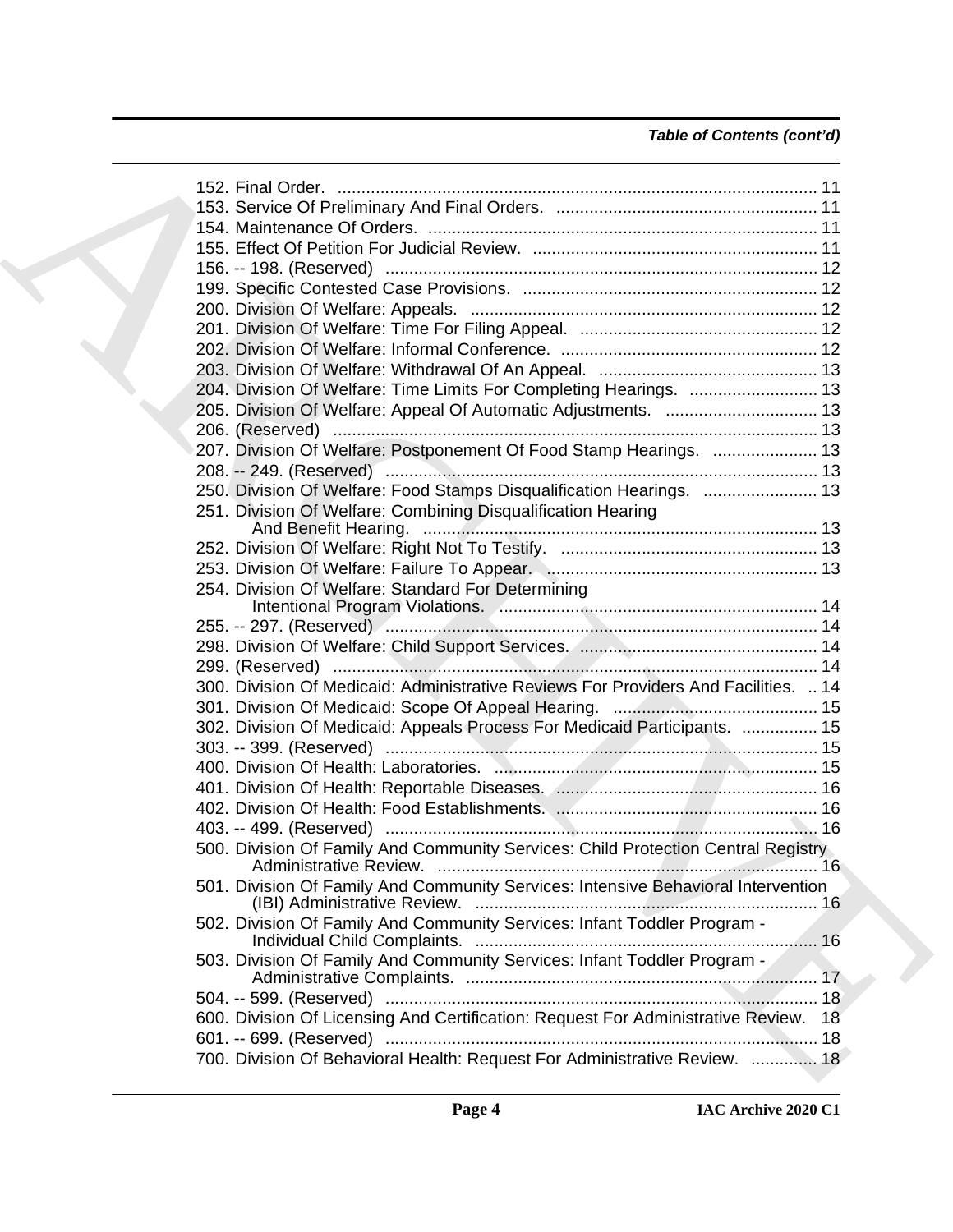*Table of Contents (cont'd)*

152. Final Order. ..................................................................................................... 11
153. Service Of Preliminary And Final Orders. ....................................................... 11
154. Maintenance Of Orders. .................................................................................. 11
155. Effect Of Petition For Judicial Review. ............................................................ 11
156. -- 198. (Reserved) ........................................................................................... 12
199. Specific Contested Case Provisions. .............................................................. 12
200. Division Of Welfare: Appeals. ......................................................................... 12
201. Division Of Welfare: Time For Filing Appeal. .................................................. 12
202. Division Of Welfare: Informal Conference. ...................................................... 12
203. Division Of Welfare: Withdrawal Of An Appeal. .............................................. 13
204. Division Of Welfare: Time Limits For Completing Hearings. ........................... 13
205. Division Of Welfare: Appeal Of Automatic Adjustments. ................................ 13
206. (Reserved) ...................................................................................................... 13
207. Division Of Welfare: Postponement Of Food Stamp Hearings. ...................... 13
208. -- 249. (Reserved) ........................................................................................... 13
250. Division Of Welfare: Food Stamps Disqualification Hearings. ........................ 13
251. Division Of Welfare: Combining Disqualification Hearing And Benefit Hearing. ................................................................................................... 13
252. Division Of Welfare: Right Not To Testify. ...................................................... 13
253. Division Of Welfare: Failure To Appear. ......................................................... 13
254. Division Of Welfare: Standard For Determining Intentional Program Violations. ................................................................... 14
255. -- 297. (Reserved) ........................................................................................... 14
298. Division Of Welfare: Child Support Services. .................................................. 14
299. (Reserved) ...................................................................................................... 14
300. Division Of Medicaid: Administrative Reviews For Providers And Facilities. .. 14
301. Division Of Medicaid: Scope Of Appeal Hearing. ........................................... 15
302. Division Of Medicaid: Appeals Process For Medicaid Participants. ................ 15
303. -- 399. (Reserved) ........................................................................................... 15
400. Division Of Health: Laboratories. .................................................................... 15
401. Division Of Health: Reportable Diseases. ....................................................... 16
402. Division Of Health: Food Establishments. ....................................................... 16
403. -- 499. (Reserved) ........................................................................................... 16
500. Division Of Family And Community Services: Child Protection Central Registry Administrative Review. ................................................................................ 16
501. Division Of Family And Community Services: Intensive Behavioral Intervention (IBI) Administrative Review. ........................................................................ 16
502. Division Of Family And Community Services: Infant Toddler Program - Individual Child Complaints. ........................................................................ 16
503. Division Of Family And Community Services: Infant Toddler Program - Administrative Complaints. .......................................................................... 17
504. -- 599. (Reserved) ........................................................................................... 18
600. Division Of Licensing And Certification: Request For Administrative Review. 18
601. -- 699. (Reserved) ........................................................................................... 18
700. Division Of Behavioral Health: Request For Administrative Review. .............. 18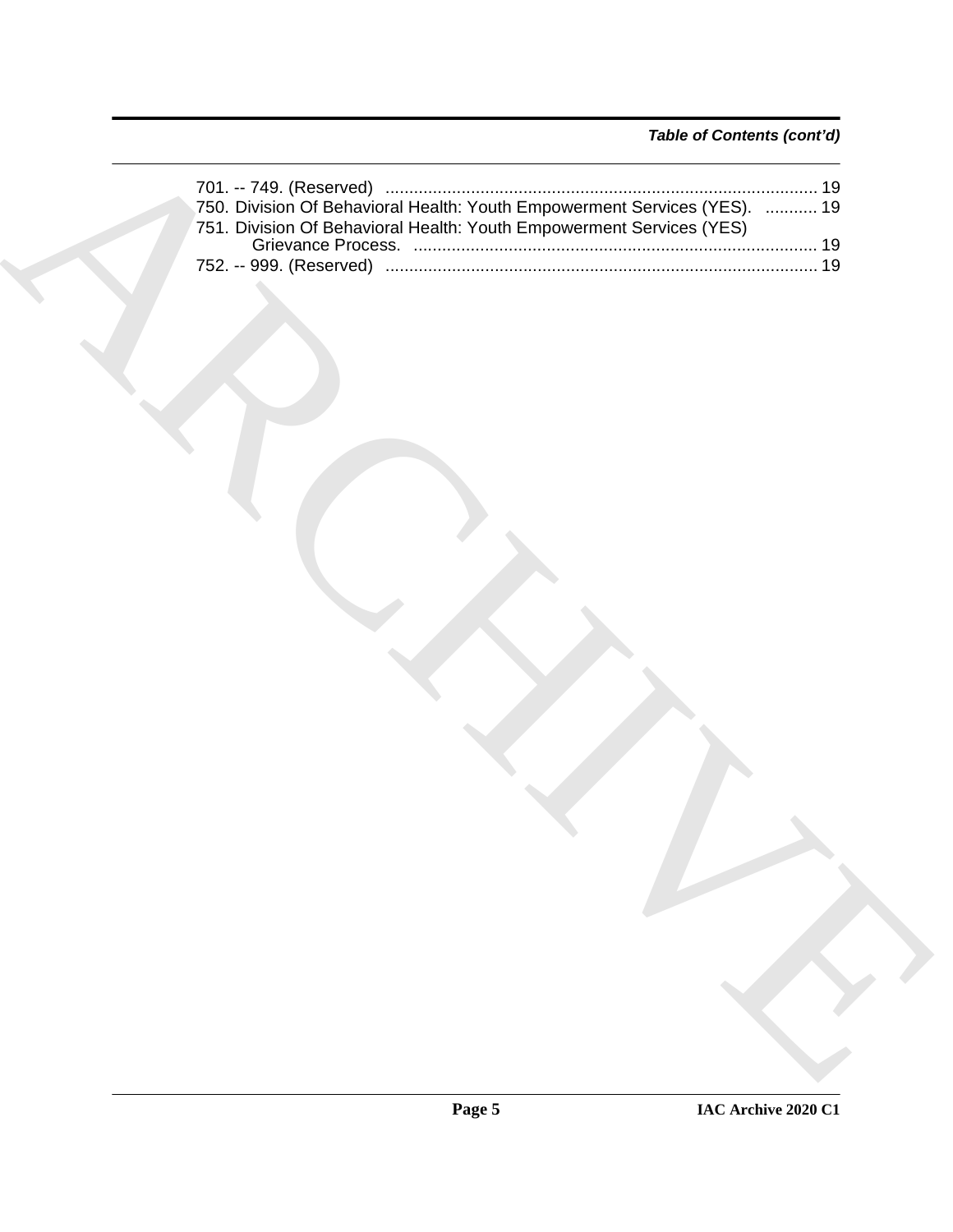*Table of Contents (cont'd)*

701. -- 749. (Reserved) .......................................................................................... 19
750. Division Of Behavioral Health: Youth Empowerment Services (YES). ........... 19
751. Division Of Behavioral Health: Youth Empowerment Services (YES) Grievance Process. .................................................................................... 19
752. -- 999. (Reserved) .......................................................................................... 19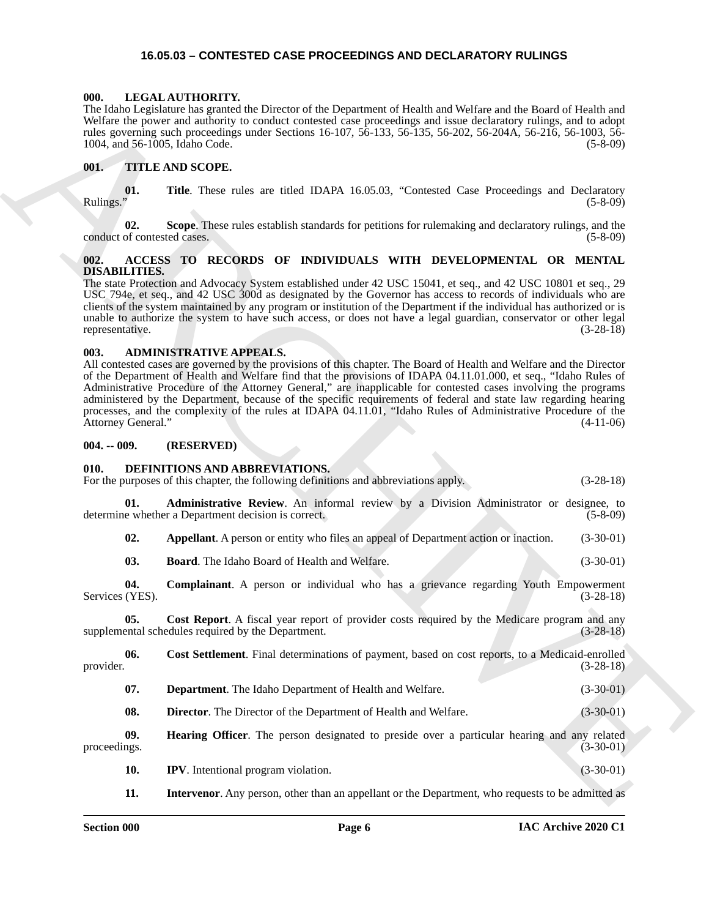# 16.05.03 – CONTESTED CASE PROCEEDINGS AND DECLARATORY RULINGS

## 000. LEGAL AUTHORITY.

The Idaho Legislature has granted the Director of the Department of Health and Welfare and the Board of Health and Welfare the power and authority to conduct contested case proceedings and issue declaratory rulings, and to adopt rules governing such proceedings under Sections 16-107, 56-133, 56-135, 56-202, 56-204A, 56-216, 56-1003, 56-1004, and 56-1005, Idaho Code. (5-8-09)

## 001. TITLE AND SCOPE.

**01. Title**. These rules are titled IDAPA 16.05.03, "Contested Case Proceedings and Declaratory Rulings." (5-8-09)

**02. Scope**. These rules establish standards for petitions for rulemaking and declaratory rulings, and the conduct of contested cases. (5-8-09)

## 002. ACCESS TO RECORDS OF INDIVIDUALS WITH DEVELOPMENTAL OR MENTAL DISABILITIES.

The state Protection and Advocacy System established under 42 USC 15041, et seq., and 42 USC 10801 et seq., 29 USC 794e, et seq., and 42 USC 300d as designated by the Governor has access to records of individuals who are clients of the system maintained by any program or institution of the Department if the individual has authorized or is unable to authorize the system to have such access, or does not have a legal guardian, conservator or other legal representative. (3-28-18)

## 003. ADMINISTRATIVE APPEALS.

All contested cases are governed by the provisions of this chapter. The Board of Health and Welfare and the Director of the Department of Health and Welfare find that the provisions of IDAPA 04.11.01.000, et seq., "Idaho Rules of Administrative Procedure of the Attorney General," are inapplicable for contested cases involving the programs administered by the Department, because of the specific requirements of federal and state law regarding hearing processes, and the complexity of the rules at IDAPA 04.11.01, "Idaho Rules of Administrative Procedure of the Attorney General." (4-11-06)

## 004. -- 009. (RESERVED)

## 010. DEFINITIONS AND ABBREVIATIONS.

For the purposes of this chapter, the following definitions and abbreviations apply. (3-28-18)

**01. Administrative Review**. An informal review by a Division Administrator or designee, to determine whether a Department decision is correct. (5-8-09)

**02. Appellant**. A person or entity who files an appeal of Department action or inaction. (3-30-01)

**03. Board**. The Idaho Board of Health and Welfare. (3-30-01)

**04. Complainant**. A person or individual who has a grievance regarding Youth Empowerment Services (YES). (3-28-18)

**05. Cost Report**. A fiscal year report of provider costs required by the Medicare program and any supplemental schedules required by the Department. (3-28-18)

**06. Cost Settlement**. Final determinations of payment, based on cost reports, to a Medicaid-enrolled provider. (3-28-18)

**07. Department**. The Idaho Department of Health and Welfare. (3-30-01)

**08. Director**. The Director of the Department of Health and Welfare. (3-30-01)

**09. Hearing Officer**. The person designated to preside over a particular hearing and any related proceedings. (3-30-01)

**10. IPV**. Intentional program violation. (3-30-01)

**11. Intervenor**. Any person, other than an appellant or the Department, who requests to be admitted as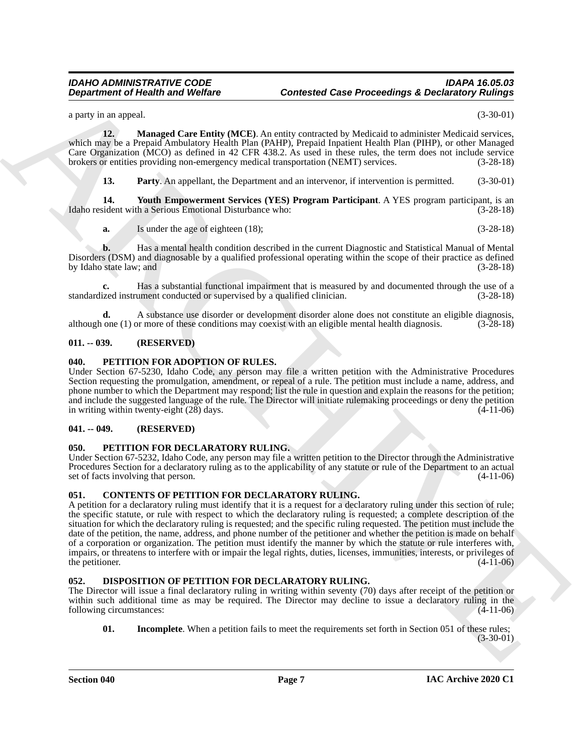a party in an appeal. (3-30-01)

**12. Managed Care Entity (MCE)**. An entity contracted by Medicaid to administer Medicaid services, which may be a Prepaid Ambulatory Health Plan (PAHP), Prepaid Inpatient Health Plan (PIHP), or other Managed Care Organization (MCO) as defined in 42 CFR 438.2. As used in these rules, the term does not include service brokers or entities providing non-emergency medical transportation (NEMT) services. (3-28-18)

**13. Party**. An appellant, the Department and an intervenor, if intervention is permitted. (3-30-01)

**14. Youth Empowerment Services (YES) Program Participant**. A YES program participant, is an Idaho resident with a Serious Emotional Disturbance who: (3-28-18)

**a.** Is under the age of eighteen (18); (3-28-18)

**b.** Has a mental health condition described in the current Diagnostic and Statistical Manual of Mental Disorders (DSM) and diagnosable by a qualified professional operating within the scope of their practice as defined by Idaho state law; and (3-28-18)

**c.** Has a substantial functional impairment that is measured by and documented through the use of a standardized instrument conducted or supervised by a qualified clinician. (3-28-18)

**d.** A substance use disorder or development disorder alone does not constitute an eligible diagnosis, although one (1) or more of these conditions may coexist with an eligible mental health diagnosis. (3-28-18)

## 011. -- 039. (RESERVED)

## 040. PETITION FOR ADOPTION OF RULES.

Under Section 67-5230, Idaho Code, any person may file a written petition with the Administrative Procedures Section requesting the promulgation, amendment, or repeal of a rule. The petition must include a name, address, and phone number to which the Department may respond; list the rule in question and explain the reasons for the petition; and include the suggested language of the rule. The Director will initiate rulemaking proceedings or deny the petition in writing within twenty-eight (28) days. (4-11-06)

## 041. -- 049. (RESERVED)

## 050. PETITION FOR DECLARATORY RULING.

Under Section 67-5232, Idaho Code, any person may file a written petition to the Director through the Administrative Procedures Section for a declaratory ruling as to the applicability of any statute or rule of the Department to an actual set of facts involving that person. (4-11-06)

## 051. CONTENTS OF PETITION FOR DECLARATORY RULING.

A petition for a declaratory ruling must identify that it is a request for a declaratory ruling under this section of rule; the specific statute, or rule with respect to which the declaratory ruling is requested; a complete description of the situation for which the declaratory ruling is requested; and the specific ruling requested. The petition must include the date of the petition, the name, address, and phone number of the petitioner and whether the petition is made on behalf of a corporation or organization. The petition must identify the manner by which the statute or rule interferes with, impairs, or threatens to interfere with or impair the legal rights, duties, licenses, immunities, interests, or privileges of the petitioner. (4-11-06)

## 052. DISPOSITION OF PETITION FOR DECLARATORY RULING.

The Director will issue a final declaratory ruling in writing within seventy (70) days after receipt of the petition or within such additional time as may be required. The Director may decline to issue a declaratory ruling in the following circumstances: (4-11-06)

**01. Incomplete**. When a petition fails to meet the requirements set forth in Section 051 of these rules; (3-30-01)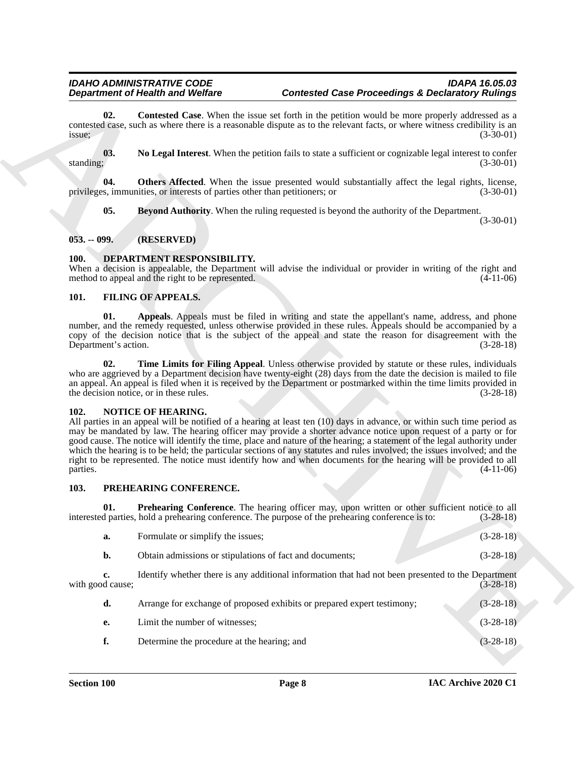**02. Contested Case**. When the issue set forth in the petition would be more properly addressed as a contested case, such as where there is a reasonable dispute as to the relevant facts, or where witness credibility is an issue; (3-30-01)

**03. No Legal Interest**. When the petition fails to state a sufficient or cognizable legal interest to confer standing; (3-30-01)

**04. Others Affected**. When the issue presented would substantially affect the legal rights, license, privileges, immunities, or interests of parties other than petitioners; or (3-30-01)

**05. Beyond Authority**. When the ruling requested is beyond the authority of the Department. (3-30-01)

## 053. -- 099. (RESERVED)

## 100. DEPARTMENT RESPONSIBILITY.

When a decision is appealable, the Department will advise the individual or provider in writing of the right and method to appeal and the right to be represented. (4-11-06)

## 101. FILING OF APPEALS.

**01. Appeals**. Appeals must be filed in writing and state the appellant's name, address, and phone number, and the remedy requested, unless otherwise provided in these rules. Appeals should be accompanied by a copy of the decision notice that is the subject of the appeal and state the reason for disagreement with the Department's action. (3-28-18)

**02. Time Limits for Filing Appeal**. Unless otherwise provided by statute or these rules, individuals who are aggrieved by a Department decision have twenty-eight (28) days from the date the decision is mailed to file an appeal. An appeal is filed when it is received by the Department or postmarked within the time limits provided in the decision notice, or in these rules. (3-28-18)

## 102. NOTICE OF HEARING.

All parties in an appeal will be notified of a hearing at least ten (10) days in advance, or within such time period as may be mandated by law. The hearing officer may provide a shorter advance notice upon request of a party or for good cause. The notice will identify the time, place and nature of the hearing; a statement of the legal authority under which the hearing is to be held; the particular sections of any statutes and rules involved; the issues involved; and the right to be represented. The notice must identify how and when documents for the hearing will be provided to all parties. (4-11-06)

## 103. PREHEARING CONFERENCE.

**01. Prehearing Conference**. The hearing officer may, upon written or other sufficient notice to all interested parties, hold a prehearing conference. The purpose of the prehearing conference is to: (3-28-18)

**a.** Formulate or simplify the issues; (3-28-18)

**b.** Obtain admissions or stipulations of fact and documents; (3-28-18)

**c.** Identify whether there is any additional information that had not been presented to the Department with good cause; (3-28-18)

**d.** Arrange for exchange of proposed exhibits or prepared expert testimony; (3-28-18)

**e.** Limit the number of witnesses; (3-28-18)

**f.** Determine the procedure at the hearing; and (3-28-18)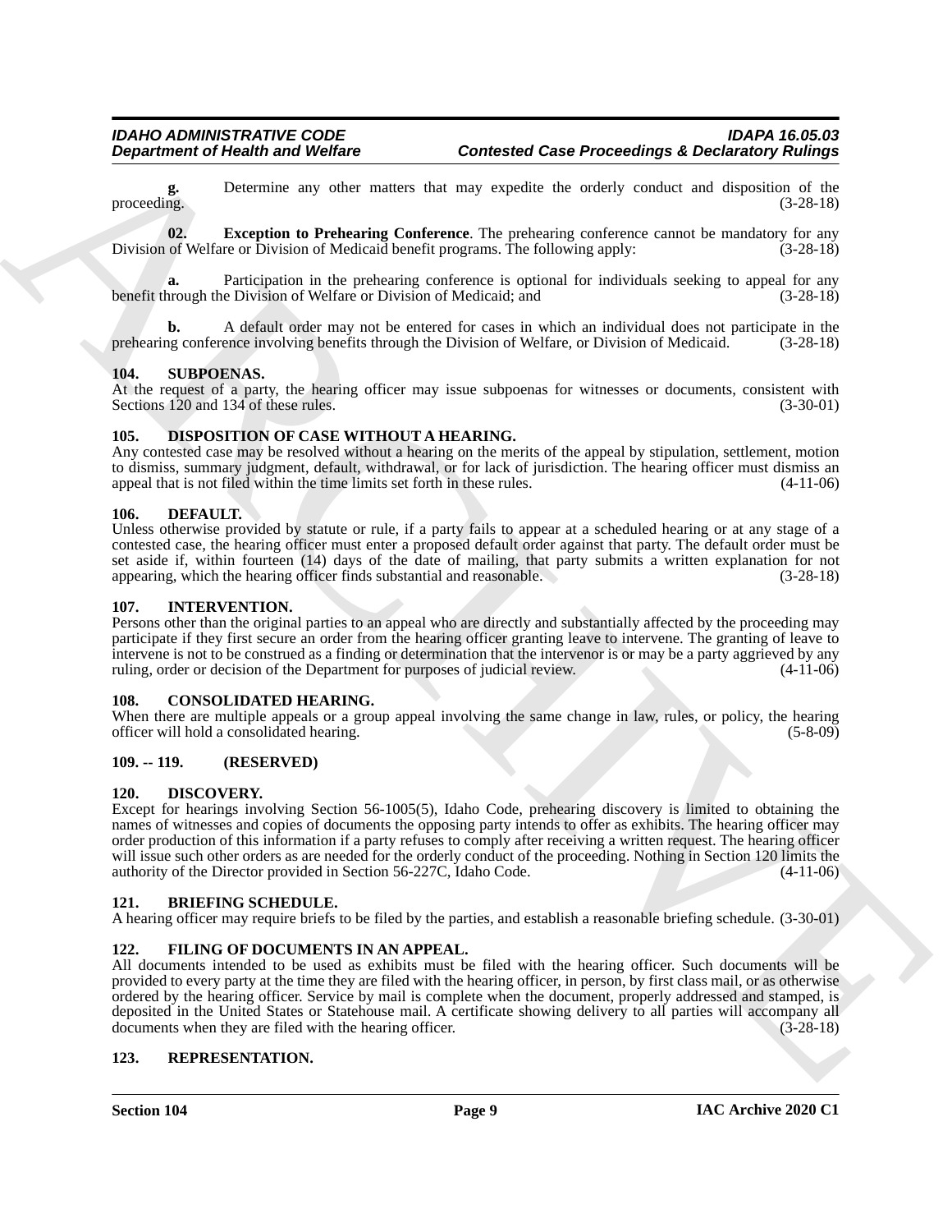**g.** Determine any other matters that may expedite the orderly conduct and disposition of the proceeding. (3-28-18)

**02. Exception to Prehearing Conference**. The prehearing conference cannot be mandatory for any Division of Welfare or Division of Medicaid benefit programs. The following apply: (3-28-18)

**a.** Participation in the prehearing conference is optional for individuals seeking to appeal for any benefit through the Division of Welfare or Division of Medicaid; and (3-28-18)

**b.** A default order may not be entered for cases in which an individual does not participate in the prehearing conference involving benefits through the Division of Welfare, or Division of Medicaid. (3-28-18)

## 104. SUBPOENAS.

At the request of a party, the hearing officer may issue subpoenas for witnesses or documents, consistent with Sections 120 and 134 of these rules. (3-30-01)

## 105. DISPOSITION OF CASE WITHOUT A HEARING.

Any contested case may be resolved without a hearing on the merits of the appeal by stipulation, settlement, motion to dismiss, summary judgment, default, withdrawal, or for lack of jurisdiction. The hearing officer must dismiss an appeal that is not filed within the time limits set forth in these rules. (4-11-06)

## 106. DEFAULT.

Unless otherwise provided by statute or rule, if a party fails to appear at a scheduled hearing or at any stage of a contested case, the hearing officer must enter a proposed default order against that party. The default order must be set aside if, within fourteen (14) days of the date of mailing, that party submits a written explanation for not appearing, which the hearing officer finds substantial and reasonable. (3-28-18)

## 107. INTERVENTION.

Persons other than the original parties to an appeal who are directly and substantially affected by the proceeding may participate if they first secure an order from the hearing officer granting leave to intervene. The granting of leave to intervene is not to be construed as a finding or determination that the intervenor is or may be a party aggrieved by any ruling, order or decision of the Department for purposes of judicial review. (4-11-06)

## 108. CONSOLIDATED HEARING.

When there are multiple appeals or a group appeal involving the same change in law, rules, or policy, the hearing officer will hold a consolidated hearing. (5-8-09)

## 109. -- 119. (RESERVED)

## 120. DISCOVERY.

Except for hearings involving Section 56-1005(5), Idaho Code, prehearing discovery is limited to obtaining the names of witnesses and copies of documents the opposing party intends to offer as exhibits. The hearing officer may order production of this information if a party refuses to comply after receiving a written request. The hearing officer will issue such other orders as are needed for the orderly conduct of the proceeding. Nothing in Section 120 limits the authority of the Director provided in Section 56-227C, Idaho Code. (4-11-06)

## 121. BRIEFING SCHEDULE.

A hearing officer may require briefs to be filed by the parties, and establish a reasonable briefing schedule. (3-30-01)

## 122. FILING OF DOCUMENTS IN AN APPEAL.

All documents intended to be used as exhibits must be filed with the hearing officer. Such documents will be provided to every party at the time they are filed with the hearing officer, in person, by first class mail, or as otherwise ordered by the hearing officer. Service by mail is complete when the document, properly addressed and stamped, is deposited in the United States or Statehouse mail. A certificate showing delivery to all parties will accompany all documents when they are filed with the hearing officer. (3-28-18)

## 123. REPRESENTATION.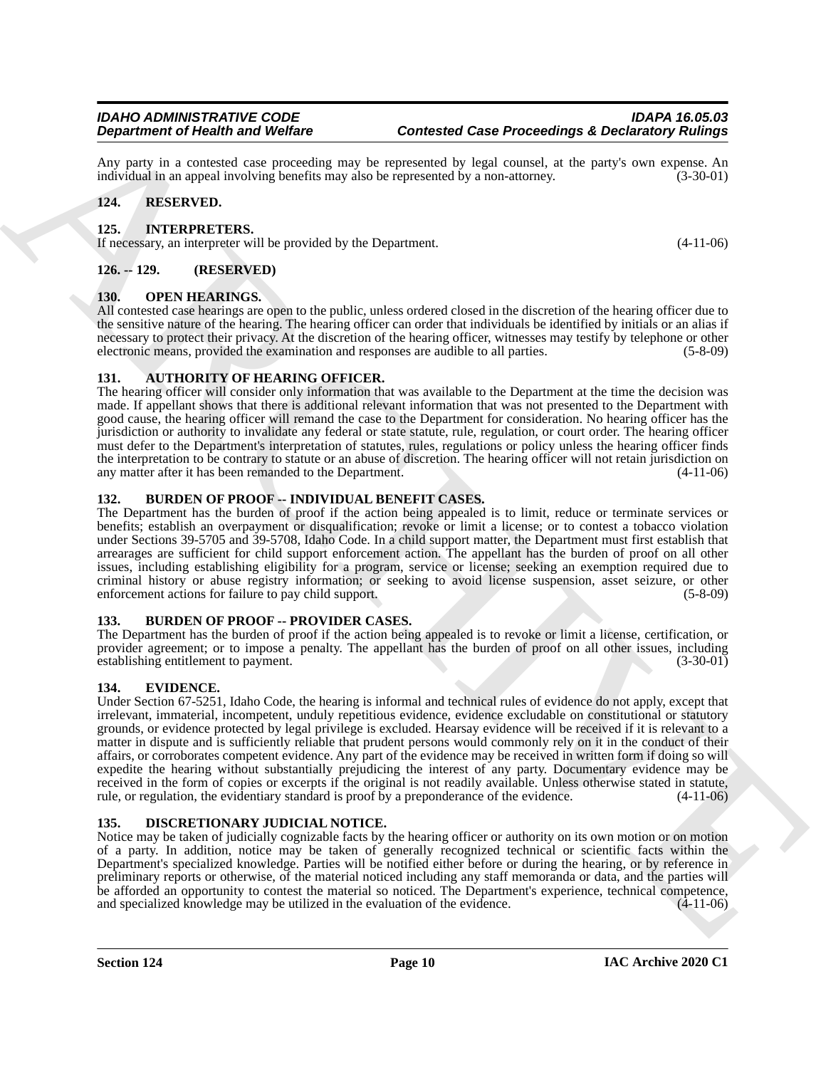Any party in a contested case proceeding may be represented by legal counsel, at the party's own expense. An individual in an appeal involving benefits may also be represented by a non-attorney. (3-30-01)

### 124. RESERVED.

### 125. INTERPRETERS.

If necessary, an interpreter will be provided by the Department. (4-11-06)

### 126. -- 129. (RESERVED)

### 130. OPEN HEARINGS.

All contested case hearings are open to the public, unless ordered closed in the discretion of the hearing officer due to the sensitive nature of the hearing. The hearing officer can order that individuals be identified by initials or an alias if necessary to protect their privacy. At the discretion of the hearing officer, witnesses may testify by telephone or other electronic means, provided the examination and responses are audible to all parties. (5-8-09)

### 131. AUTHORITY OF HEARING OFFICER.

The hearing officer will consider only information that was available to the Department at the time the decision was made. If appellant shows that there is additional relevant information that was not presented to the Department with good cause, the hearing officer will remand the case to the Department for consideration. No hearing officer has the jurisdiction or authority to invalidate any federal or state statute, rule, regulation, or court order. The hearing officer must defer to the Department's interpretation of statutes, rules, regulations or policy unless the hearing officer finds the interpretation to be contrary to statute or an abuse of discretion. The hearing officer will not retain jurisdiction on any matter after it has been remanded to the Department. (4-11-06)

### 132. BURDEN OF PROOF -- INDIVIDUAL BENEFIT CASES.

The Department has the burden of proof if the action being appealed is to limit, reduce or terminate services or benefits; establish an overpayment or disqualification; revoke or limit a license; or to contest a tobacco violation under Sections 39-5705 and 39-5708, Idaho Code. In a child support matter, the Department must first establish that arrearages are sufficient for child support enforcement action. The appellant has the burden of proof on all other issues, including establishing eligibility for a program, service or license; seeking an exemption required due to criminal history or abuse registry information; or seeking to avoid license suspension, asset seizure, or other enforcement actions for failure to pay child support. (5-8-09)

### 133. BURDEN OF PROOF -- PROVIDER CASES.

The Department has the burden of proof if the action being appealed is to revoke or limit a license, certification, or provider agreement; or to impose a penalty. The appellant has the burden of proof on all other issues, including establishing entitlement to payment. (3-30-01)

### 134. EVIDENCE.

Under Section 67-5251, Idaho Code, the hearing is informal and technical rules of evidence do not apply, except that irrelevant, immaterial, incompetent, unduly repetitious evidence, evidence excludable on constitutional or statutory grounds, or evidence protected by legal privilege is excluded. Hearsay evidence will be received if it is relevant to a matter in dispute and is sufficiently reliable that prudent persons would commonly rely on it in the conduct of their affairs, or corroborates competent evidence. Any part of the evidence may be received in written form if doing so will expedite the hearing without substantially prejudicing the interest of any party. Documentary evidence may be received in the form of copies or excerpts if the original is not readily available. Unless otherwise stated in statute, rule, or regulation, the evidentiary standard is proof by a preponderance of the evidence. (4-11-06)

### 135. DISCRETIONARY JUDICIAL NOTICE.

Notice may be taken of judicially cognizable facts by the hearing officer or authority on its own motion or on motion of a party. In addition, notice may be taken of generally recognized technical or scientific facts within the Department's specialized knowledge. Parties will be notified either before or during the hearing, or by reference in preliminary reports or otherwise, of the material noticed including any staff memoranda or data, and the parties will be afforded an opportunity to contest the material so noticed. The Department's experience, technical competence, and specialized knowledge may be utilized in the evaluation of the evidence. (4-11-06)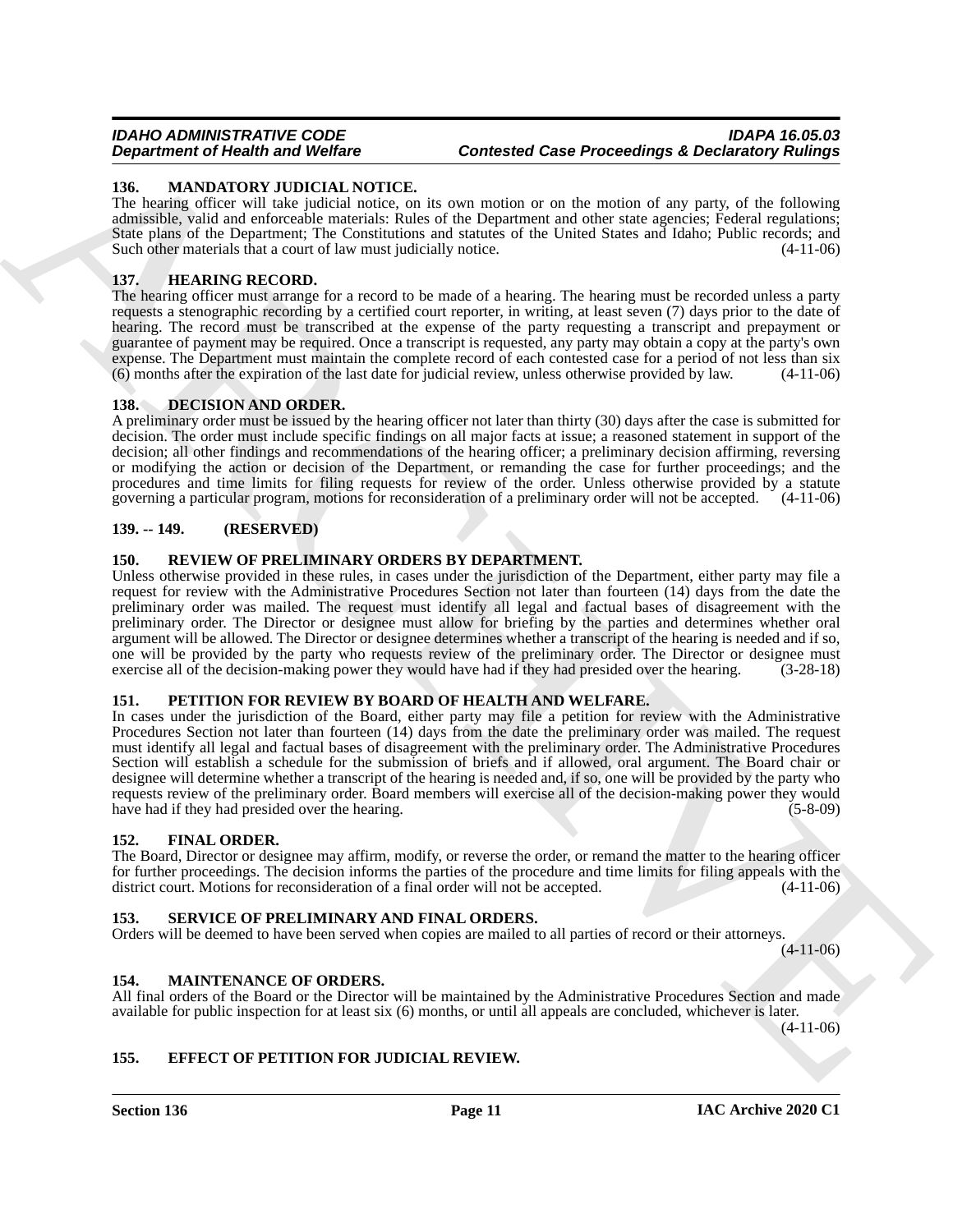### 136. MANDATORY JUDICIAL NOTICE.

The hearing officer will take judicial notice, on its own motion or on the motion of any party, of the following admissible, valid and enforceable materials: Rules of the Department and other state agencies; Federal regulations; State plans of the Department; The Constitutions and statutes of the United States and Idaho; Public records; and Such other materials that a court of law must judicially notice. (4-11-06)

### 137. HEARING RECORD.

The hearing officer must arrange for a record to be made of a hearing. The hearing must be recorded unless a party requests a stenographic recording by a certified court reporter, in writing, at least seven (7) days prior to the date of hearing. The record must be transcribed at the expense of the party requesting a transcript and prepayment or guarantee of payment may be required. Once a transcript is requested, any party may obtain a copy at the party's own expense. The Department must maintain the complete record of each contested case for a period of not less than six (6) months after the expiration of the last date for judicial review, unless otherwise provided by law. (4-11-06)

### 138. DECISION AND ORDER.

A preliminary order must be issued by the hearing officer not later than thirty (30) days after the case is submitted for decision. The order must include specific findings on all major facts at issue; a reasoned statement in support of the decision; all other findings and recommendations of the hearing officer; a preliminary decision affirming, reversing or modifying the action or decision of the Department, or remanding the case for further proceedings; and the procedures and time limits for filing requests for review of the order. Unless otherwise provided by a statute governing a particular program, motions for reconsideration of a preliminary order will not be accepted. (4-11-06)

### 139. -- 149. (RESERVED)

### 150. REVIEW OF PRELIMINARY ORDERS BY DEPARTMENT.

Unless otherwise provided in these rules, in cases under the jurisdiction of the Department, either party may file a request for review with the Administrative Procedures Section not later than fourteen (14) days from the date the preliminary order was mailed. The request must identify all legal and factual bases of disagreement with the preliminary order. The Director or designee must allow for briefing by the parties and determines whether oral argument will be allowed. The Director or designee determines whether a transcript of the hearing is needed and if so, one will be provided by the party who requests review of the preliminary order. The Director or designee must exercise all of the decision-making power they would have had if they had presided over the hearing. (3-28-18)

### 151. PETITION FOR REVIEW BY BOARD OF HEALTH AND WELFARE.

In cases under the jurisdiction of the Board, either party may file a petition for review with the Administrative Procedures Section not later than fourteen (14) days from the date the preliminary order was mailed. The request must identify all legal and factual bases of disagreement with the preliminary order. The Administrative Procedures Section will establish a schedule for the submission of briefs and if allowed, oral argument. The Board chair or designee will determine whether a transcript of the hearing is needed and, if so, one will be provided by the party who requests review of the preliminary order. Board members will exercise all of the decision-making power they would have had if they had presided over the hearing. (5-8-09)

### 152. FINAL ORDER.

The Board, Director or designee may affirm, modify, or reverse the order, or remand the matter to the hearing officer for further proceedings. The decision informs the parties of the procedure and time limits for filing appeals with the district court. Motions for reconsideration of a final order will not be accepted. (4-11-06)

### 153. SERVICE OF PRELIMINARY AND FINAL ORDERS.

Orders will be deemed to have been served when copies are mailed to all parties of record or their attorneys. (4-11-06)

### 154. MAINTENANCE OF ORDERS.

All final orders of the Board or the Director will be maintained by the Administrative Procedures Section and made available for public inspection for at least six (6) months, or until all appeals are concluded, whichever is later. (4-11-06)

### 155. EFFECT OF PETITION FOR JUDICIAL REVIEW.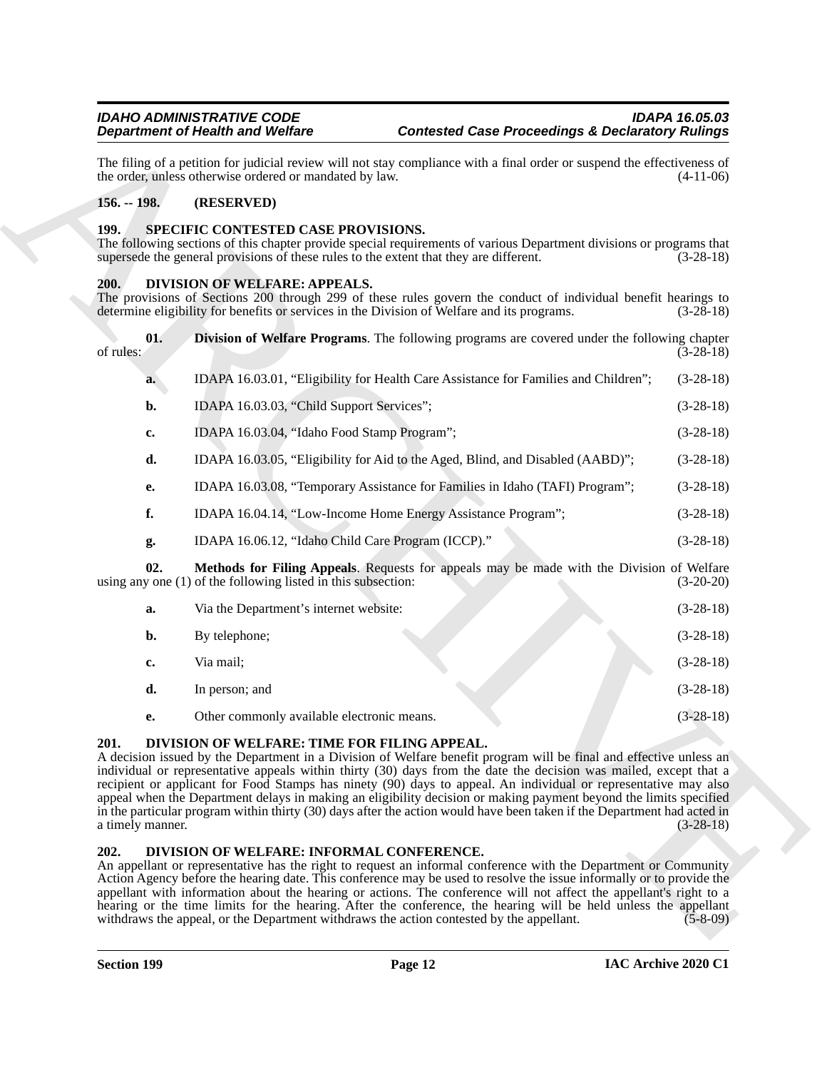The filing of a petition for judicial review will not stay compliance with a final order or suspend the effectiveness of the order, unless otherwise ordered or mandated by law. (4-11-06)

### 156. -- 198. (RESERVED)

### 199. SPECIFIC CONTESTED CASE PROVISIONS.

The following sections of this chapter provide special requirements of various Department divisions or programs that supersede the general provisions of these rules to the extent that they are different. (3-28-18)

### 200. DIVISION OF WELFARE: APPEALS.

The provisions of Sections 200 through 299 of these rules govern the conduct of individual benefit hearings to determine eligibility for benefits or services in the Division of Welfare and its programs. (3-28-18)

**01. Division of Welfare Programs**. The following programs are covered under the following chapter of rules: (3-28-18)

a. IDAPA 16.03.01, "Eligibility for Health Care Assistance for Families and Children"; (3-28-18)

b. IDAPA 16.03.03, "Child Support Services"; (3-28-18)

c. IDAPA 16.03.04, "Idaho Food Stamp Program"; (3-28-18)

d. IDAPA 16.03.05, "Eligibility for Aid to the Aged, Blind, and Disabled (AABD)"; (3-28-18)

e. IDAPA 16.03.08, "Temporary Assistance for Families in Idaho (TAFI) Program"; (3-28-18)

f. IDAPA 16.04.14, "Low-Income Home Energy Assistance Program"; (3-28-18)

g. IDAPA 16.06.12, "Idaho Child Care Program (ICCP)." (3-28-18)

**02. Methods for Filing Appeals**. Requests for appeals may be made with the Division of Welfare using any one (1) of the following listed in this subsection: (3-20-20)

a. Via the Department's internet website: (3-28-18)

b. By telephone; (3-28-18)

c. Via mail; (3-28-18)

d. In person; and (3-28-18)

e. Other commonly available electronic means. (3-28-18)

### 201. DIVISION OF WELFARE: TIME FOR FILING APPEAL.

A decision issued by the Department in a Division of Welfare benefit program will be final and effective unless an individual or representative appeals within thirty (30) days from the date the decision was mailed, except that a recipient or applicant for Food Stamps has ninety (90) days to appeal. An individual or representative may also appeal when the Department delays in making an eligibility decision or making payment beyond the limits specified in the particular program within thirty (30) days after the action would have been taken if the Department had acted in a timely manner. (3-28-18)

### 202. DIVISION OF WELFARE: INFORMAL CONFERENCE.

An appellant or representative has the right to request an informal conference with the Department or Community Action Agency before the hearing date. This conference may be used to resolve the issue informally or to provide the appellant with information about the hearing or actions. The conference will not affect the appellant's right to a hearing or the time limits for the hearing. After the conference, the hearing will be held unless the appellant withdraws the appeal, or the Department withdraws the action contested by the appellant. (5-8-09)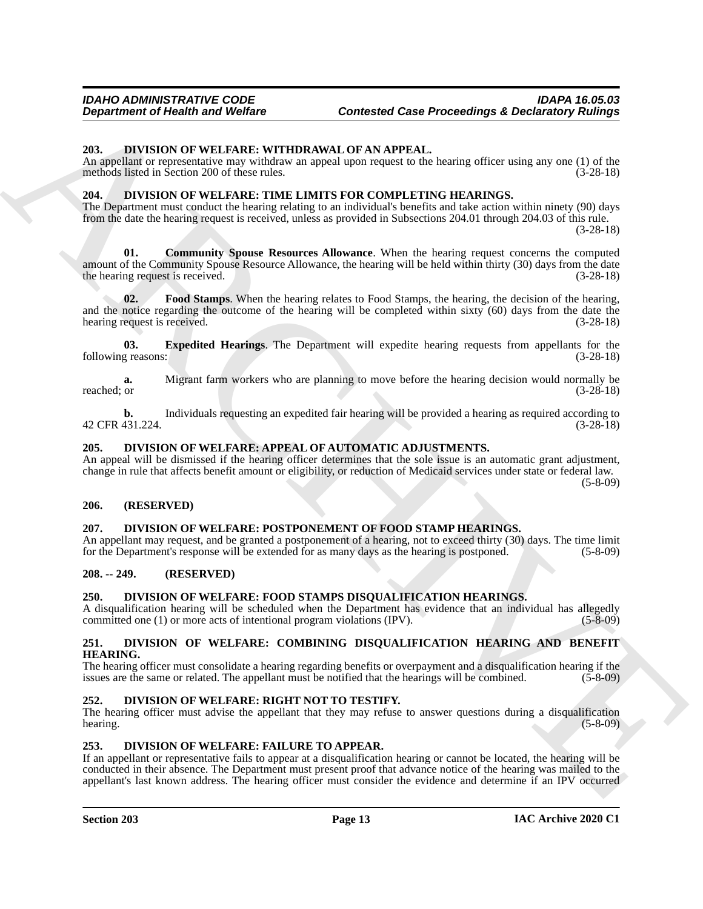### 203. DIVISION OF WELFARE: WITHDRAWAL OF AN APPEAL.

An appellant or representative may withdraw an appeal upon request to the hearing officer using any one (1) of the methods listed in Section 200 of these rules. (3-28-18)

### 204. DIVISION OF WELFARE: TIME LIMITS FOR COMPLETING HEARINGS.

The Department must conduct the hearing relating to an individual's benefits and take action within ninety (90) days from the date the hearing request is received, unless as provided in Subsections 204.01 through 204.03 of this rule. (3-28-18)

**01. Community Spouse Resources Allowance**. When the hearing request concerns the computed amount of the Community Spouse Resource Allowance, the hearing will be held within thirty (30) days from the date the hearing request is received. (3-28-18)

**02. Food Stamps**. When the hearing relates to Food Stamps, the hearing, the decision of the hearing, and the notice regarding the outcome of the hearing will be completed within sixty (60) days from the date the hearing request is received. (3-28-18)

**03. Expedited Hearings**. The Department will expedite hearing requests from appellants for the following reasons: (3-28-18)

**a.** Migrant farm workers who are planning to move before the hearing decision would normally be reached; or (3-28-18)

**b.** Individuals requesting an expedited fair hearing will be provided a hearing as required according to 42 CFR 431.224. (3-28-18)

### 205. DIVISION OF WELFARE: APPEAL OF AUTOMATIC ADJUSTMENTS.

An appeal will be dismissed if the hearing officer determines that the sole issue is an automatic grant adjustment, change in rule that affects benefit amount or eligibility, or reduction of Medicaid services under state or federal law. (5-8-09)

### 206. (RESERVED)

### 207. DIVISION OF WELFARE: POSTPONEMENT OF FOOD STAMP HEARINGS.

An appellant may request, and be granted a postponement of a hearing, not to exceed thirty (30) days. The time limit for the Department's response will be extended for as many days as the hearing is postponed. (5-8-09)

### 208. -- 249. (RESERVED)

### 250. DIVISION OF WELFARE: FOOD STAMPS DISQUALIFICATION HEARINGS.

A disqualification hearing will be scheduled when the Department has evidence that an individual has allegedly committed one (1) or more acts of intentional program violations (IPV). (5-8-09)

### 251. DIVISION OF WELFARE: COMBINING DISQUALIFICATION HEARING AND BENEFIT HEARING.

The hearing officer must consolidate a hearing regarding benefits or overpayment and a disqualification hearing if the issues are the same or related. The appellant must be notified that the hearings will be combined. (5-8-09)

### 252. DIVISION OF WELFARE: RIGHT NOT TO TESTIFY.

The hearing officer must advise the appellant that they may refuse to answer questions during a disqualification hearing. (5-8-09)

### 253. DIVISION OF WELFARE: FAILURE TO APPEAR.

If an appellant or representative fails to appear at a disqualification hearing or cannot be located, the hearing will be conducted in their absence. The Department must present proof that advance notice of the hearing was mailed to the appellant's last known address. The hearing officer must consider the evidence and determine if an IPV occurred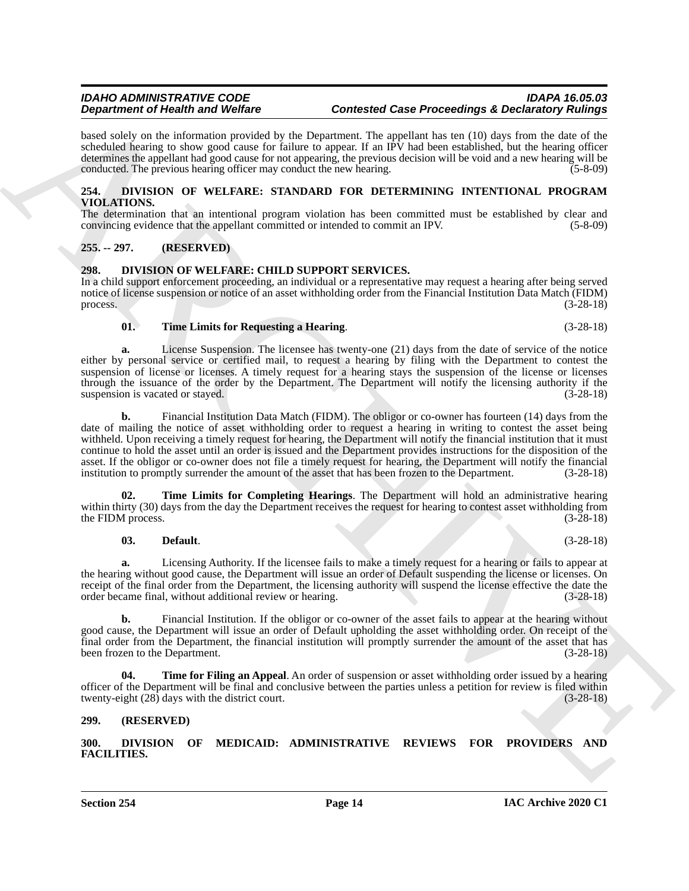based solely on the information provided by the Department. The appellant has ten (10) days from the date of the scheduled hearing to show good cause for failure to appear. If an IPV had been established, but the hearing officer determines the appellant had good cause for not appearing, the previous decision will be void and a new hearing will be conducted. The previous hearing officer may conduct the new hearing. (5-8-09)

## 254. DIVISION OF WELFARE: STANDARD FOR DETERMINING INTENTIONAL PROGRAM VIOLATIONS.

The determination that an intentional program violation has been committed must be established by clear and convincing evidence that the appellant committed or intended to commit an IPV. (5-8-09)

## 255. -- 297. (RESERVED)

## 298. DIVISION OF WELFARE: CHILD SUPPORT SERVICES.

In a child support enforcement proceeding, an individual or a representative may request a hearing after being served notice of license suspension or notice of an asset withholding order from the Financial Institution Data Match (FIDM) process. (3-28-18)

**01. Time Limits for Requesting a Hearing**. (3-28-18)

**a.** License Suspension. The licensee has twenty-one (21) days from the date of service of the notice either by personal service or certified mail, to request a hearing by filing with the Department to contest the suspension of license or licenses. A timely request for a hearing stays the suspension of the license or licenses through the issuance of the order by the Department. The Department will notify the licensing authority if the suspension is vacated or stayed. (3-28-18)

**b.** Financial Institution Data Match (FIDM). The obligor or co-owner has fourteen (14) days from the date of mailing the notice of asset withholding order to request a hearing in writing to contest the asset being withheld. Upon receiving a timely request for hearing, the Department will notify the financial institution that it must continue to hold the asset until an order is issued and the Department provides instructions for the disposition of the asset. If the obligor or co-owner does not file a timely request for hearing, the Department will notify the financial institution to promptly surrender the amount of the asset that has been frozen to the Department. (3-28-18)

**02. Time Limits for Completing Hearings**. The Department will hold an administrative hearing within thirty (30) days from the day the Department receives the request for hearing to contest asset withholding from the FIDM process. (3-28-18)

**03. Default**. (3-28-18)

**a.** Licensing Authority. If the licensee fails to make a timely request for a hearing or fails to appear at the hearing without good cause, the Department will issue an order of Default suspending the license or licenses. On receipt of the final order from the Department, the licensing authority will suspend the license effective the date the order became final, without additional review or hearing. (3-28-18)

**b.** Financial Institution. If the obligor or co-owner of the asset fails to appear at the hearing without good cause, the Department will issue an order of Default upholding the asset withholding order. On receipt of the final order from the Department, the financial institution will promptly surrender the amount of the asset that has been frozen to the Department. (3-28-18)

**04. Time for Filing an Appeal**. An order of suspension or asset withholding order issued by a hearing officer of the Department will be final and conclusive between the parties unless a petition for review is filed within twenty-eight (28) days with the district court. (3-28-18)

## 299. (RESERVED)

## 300. DIVISION OF MEDICAID: ADMINISTRATIVE REVIEWS FOR PROVIDERS AND FACILITIES.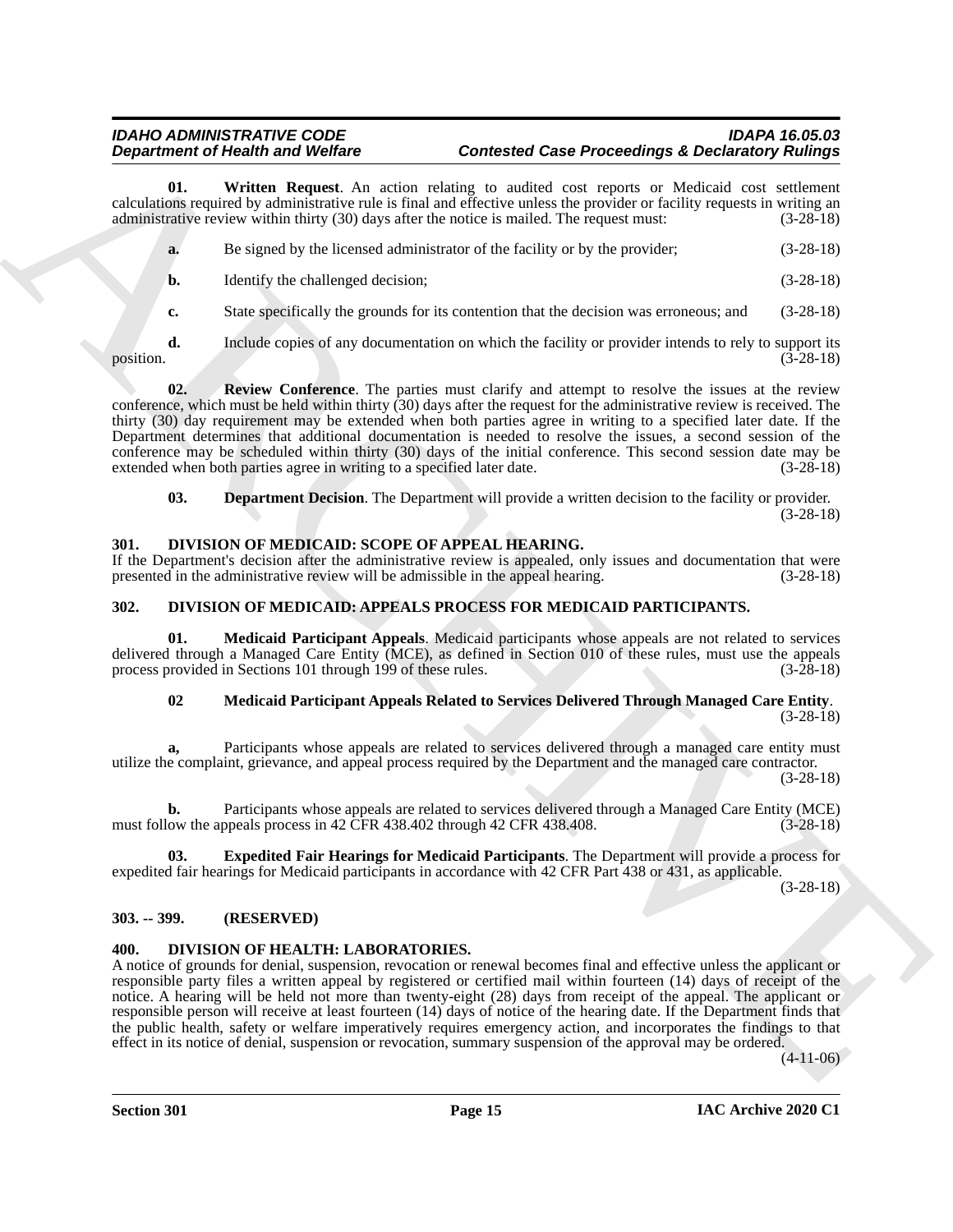**01. Written Request**. An action relating to audited cost reports or Medicaid cost settlement calculations required by administrative rule is final and effective unless the provider or facility requests in writing an administrative review within thirty (30) days after the notice is mailed. The request must: (3-28-18)

**a.** Be signed by the licensed administrator of the facility or by the provider; (3-28-18)

**b.** Identify the challenged decision; (3-28-18)

**c.** State specifically the grounds for its contention that the decision was erroneous; and (3-28-18)

**d.** Include copies of any documentation on which the facility or provider intends to rely to support its position. (3-28-18)

**02. Review Conference**. The parties must clarify and attempt to resolve the issues at the review conference, which must be held within thirty (30) days after the request for the administrative review is received. The thirty (30) day requirement may be extended when both parties agree in writing to a specified later date. If the Department determines that additional documentation is needed to resolve the issues, a second session of the conference may be scheduled within thirty (30) days of the initial conference. This second session date may be extended when both parties agree in writing to a specified later date. (3-28-18)

**03. Department Decision**. The Department will provide a written decision to the facility or provider. (3-28-18)

## 301. DIVISION OF MEDICAID: SCOPE OF APPEAL HEARING.

If the Department's decision after the administrative review is appealed, only issues and documentation that were presented in the administrative review will be admissible in the appeal hearing. (3-28-18)

## 302. DIVISION OF MEDICAID: APPEALS PROCESS FOR MEDICAID PARTICIPANTS.

**01. Medicaid Participant Appeals**. Medicaid participants whose appeals are not related to services delivered through a Managed Care Entity (MCE), as defined in Section 010 of these rules, must use the appeals process provided in Sections 101 through 199 of these rules. (3-28-18)

**02 Medicaid Participant Appeals Related to Services Delivered Through Managed Care Entity**. (3-28-18)

**a,** Participants whose appeals are related to services delivered through a managed care entity must utilize the complaint, grievance, and appeal process required by the Department and the managed care contractor. (3-28-18)

**b.** Participants whose appeals are related to services delivered through a Managed Care Entity (MCE) must follow the appeals process in 42 CFR 438.402 through 42 CFR 438.408. (3-28-18)

**03. Expedited Fair Hearings for Medicaid Participants**. The Department will provide a process for expedited fair hearings for Medicaid participants in accordance with 42 CFR Part 438 or 431, as applicable. (3-28-18)

## 303. -- 399. (RESERVED)

## 400. DIVISION OF HEALTH: LABORATORIES.

A notice of grounds for denial, suspension, revocation or renewal becomes final and effective unless the applicant or responsible party files a written appeal by registered or certified mail within fourteen (14) days of receipt of the notice. A hearing will be held not more than twenty-eight (28) days from receipt of the appeal. The applicant or responsible person will receive at least fourteen (14) days of notice of the hearing date. If the Department finds that the public health, safety or welfare imperatively requires emergency action, and incorporates the findings to that effect in its notice of denial, suspension or revocation, summary suspension of the approval may be ordered. (4-11-06)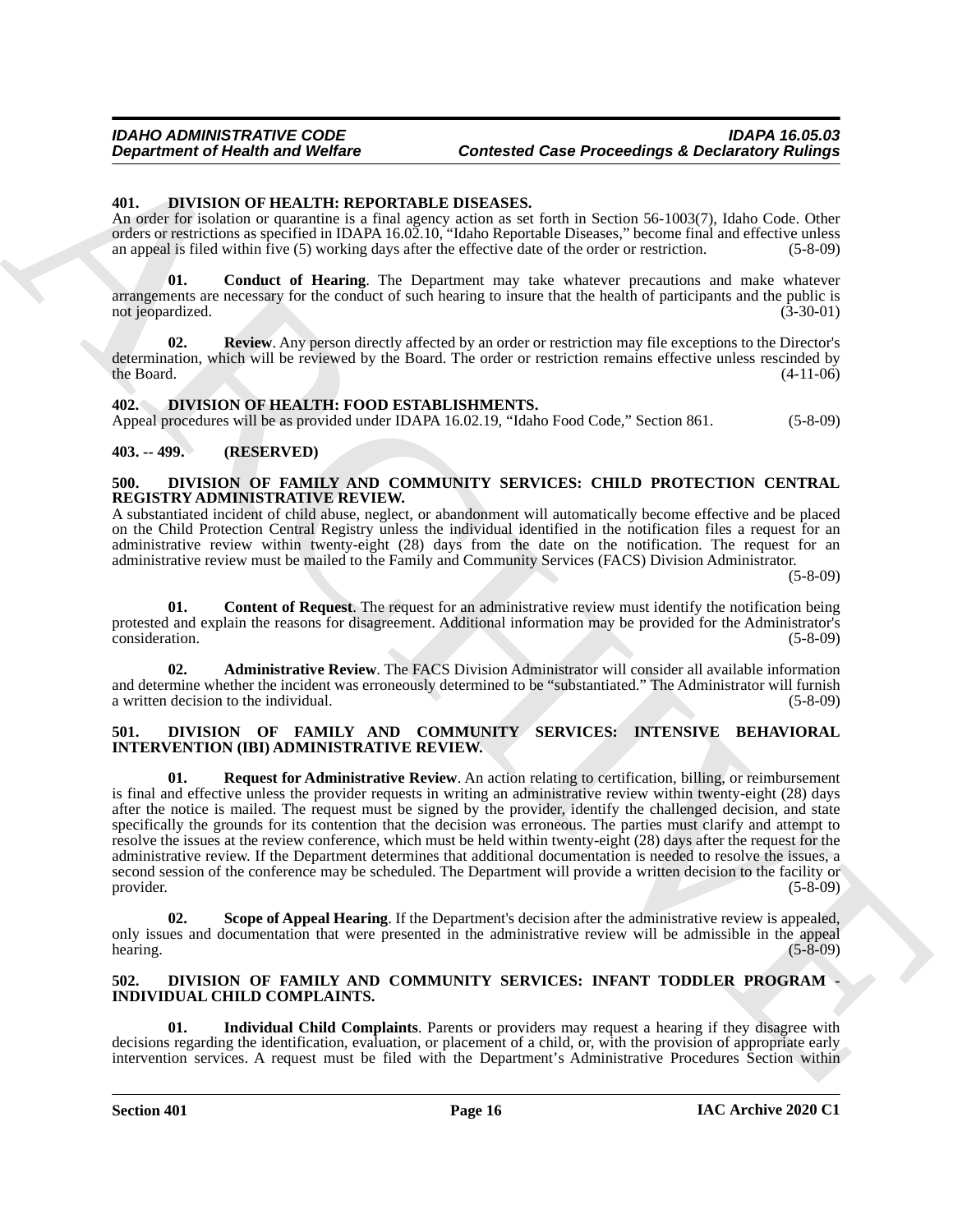**401. DIVISION OF HEALTH: REPORTABLE DISEASES.**

An order for isolation or quarantine is a final agency action as set forth in Section 56-1003(7), Idaho Code. Other orders or restrictions as specified in IDAPA 16.02.10, "Idaho Reportable Diseases," become final and effective unless an appeal is filed within five (5) working days after the effective date of the order or restriction. (5-8-09)

**01. Conduct of Hearing**. The Department may take whatever precautions and make whatever arrangements are necessary for the conduct of such hearing to insure that the health of participants and the public is not jeopardized. (3-30-01)

**02. Review**. Any person directly affected by an order or restriction may file exceptions to the Director's determination, which will be reviewed by the Board. The order or restriction remains effective unless rescinded by the Board. (4-11-06)

**402. DIVISION OF HEALTH: FOOD ESTABLISHMENTS.**

Appeal procedures will be as provided under IDAPA 16.02.19, "Idaho Food Code," Section 861. (5-8-09)

**403. -- 499. (RESERVED)**

**500. DIVISION OF FAMILY AND COMMUNITY SERVICES: CHILD PROTECTION CENTRAL REGISTRY ADMINISTRATIVE REVIEW.**

A substantiated incident of child abuse, neglect, or abandonment will automatically become effective and be placed on the Child Protection Central Registry unless the individual identified in the notification files a request for an administrative review within twenty-eight (28) days from the date on the notification. The request for an administrative review must be mailed to the Family and Community Services (FACS) Division Administrator. (5-8-09)

**01. Content of Request**. The request for an administrative review must identify the notification being protested and explain the reasons for disagreement. Additional information may be provided for the Administrator's consideration. (5-8-09)

**02. Administrative Review**. The FACS Division Administrator will consider all available information and determine whether the incident was erroneously determined to be "substantiated." The Administrator will furnish a written decision to the individual. (5-8-09)

**501. DIVISION OF FAMILY AND COMMUNITY SERVICES: INTENSIVE BEHAVIORAL INTERVENTION (IBI) ADMINISTRATIVE REVIEW.**

**01. Request for Administrative Review**. An action relating to certification, billing, or reimbursement is final and effective unless the provider requests in writing an administrative review within twenty-eight (28) days after the notice is mailed. The request must be signed by the provider, identify the challenged decision, and state specifically the grounds for its contention that the decision was erroneous. The parties must clarify and attempt to resolve the issues at the review conference, which must be held within twenty-eight (28) days after the request for the administrative review. If the Department determines that additional documentation is needed to resolve the issues, a second session of the conference may be scheduled. The Department will provide a written decision to the facility or provider. (5-8-09)

**02. Scope of Appeal Hearing**. If the Department's decision after the administrative review is appealed, only issues and documentation that were presented in the administrative review will be admissible in the appeal hearing. (5-8-09)

**502. DIVISION OF FAMILY AND COMMUNITY SERVICES: INFANT TODDLER PROGRAM - INDIVIDUAL CHILD COMPLAINTS.**

**01. Individual Child Complaints**. Parents or providers may request a hearing if they disagree with decisions regarding the identification, evaluation, or placement of a child, or, with the provision of appropriate early intervention services. A request must be filed with the Department's Administrative Procedures Section within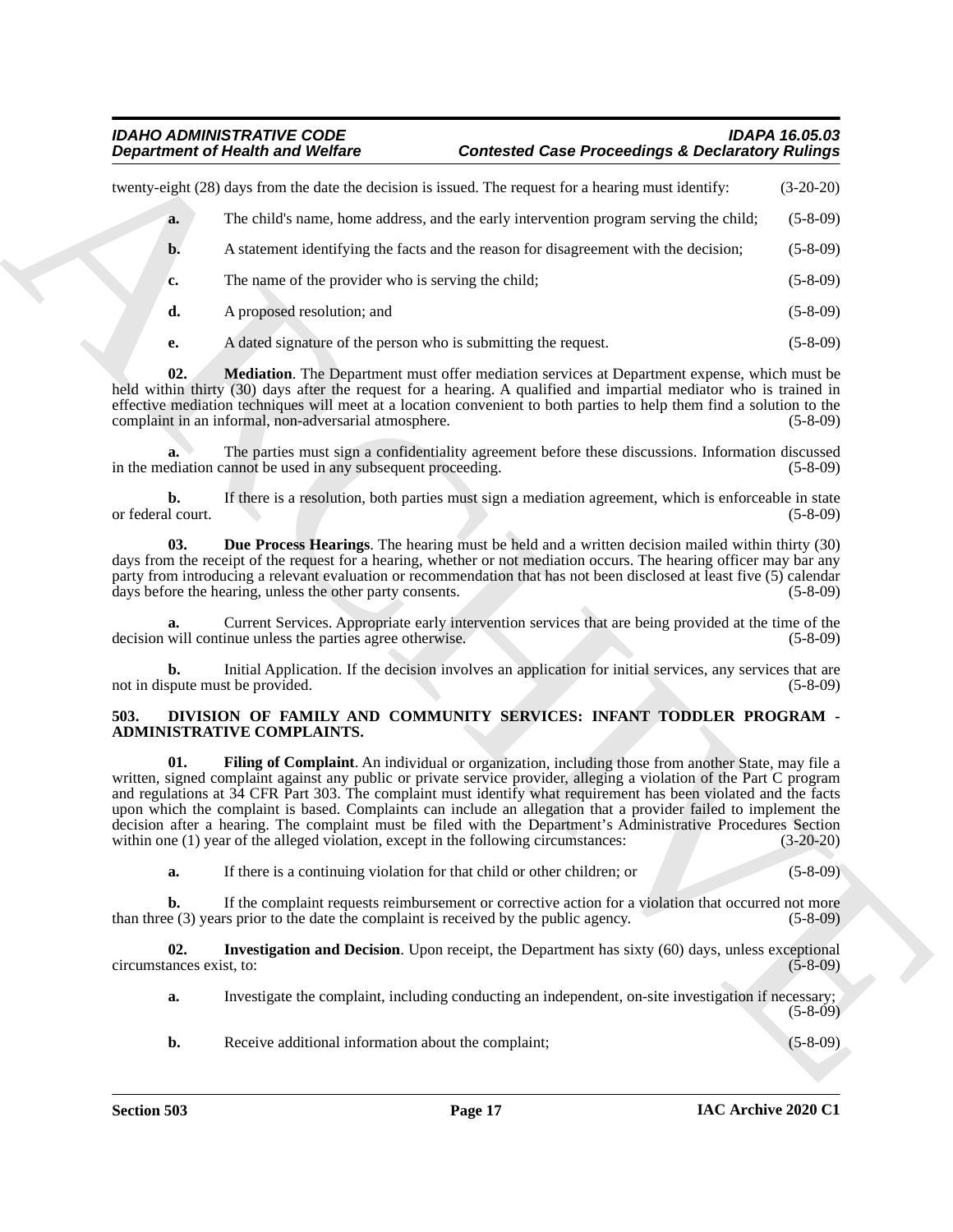twenty-eight (28) days from the date the decision is issued. The request for a hearing must identify: (3-20-20)

**a.** The child's name, home address, and the early intervention program serving the child; (5-8-09)

**b.** A statement identifying the facts and the reason for disagreement with the decision; (5-8-09)

**c.** The name of the provider who is serving the child; (5-8-09)

**d.** A proposed resolution; and (5-8-09)

**e.** A dated signature of the person who is submitting the request. (5-8-09)

**02. Mediation**. The Department must offer mediation services at Department expense, which must be held within thirty (30) days after the request for a hearing. A qualified and impartial mediator who is trained in effective mediation techniques will meet at a location convenient to both parties to help them find a solution to the complaint in an informal, non-adversarial atmosphere. (5-8-09)

**a.** The parties must sign a confidentiality agreement before these discussions. Information discussed in the mediation cannot be used in any subsequent proceeding. (5-8-09)

**b.** If there is a resolution, both parties must sign a mediation agreement, which is enforceable in state or federal court. (5-8-09)

**03. Due Process Hearings**. The hearing must be held and a written decision mailed within thirty (30) days from the receipt of the request for a hearing, whether or not mediation occurs. The hearing officer may bar any party from introducing a relevant evaluation or recommendation that has not been disclosed at least five (5) calendar days before the hearing, unless the other party consents. (5-8-09)

**a.** Current Services. Appropriate early intervention services that are being provided at the time of the decision will continue unless the parties agree otherwise. (5-8-09)

**b.** Initial Application. If the decision involves an application for initial services, any services that are not in dispute must be provided. (5-8-09)

## 503. DIVISION OF FAMILY AND COMMUNITY SERVICES: INFANT TODDLER PROGRAM - ADMINISTRATIVE COMPLAINTS.

**01. Filing of Complaint**. An individual or organization, including those from another State, may file a written, signed complaint against any public or private service provider, alleging a violation of the Part C program and regulations at 34 CFR Part 303. The complaint must identify what requirement has been violated and the facts upon which the complaint is based. Complaints can include an allegation that a provider failed to implement the decision after a hearing. The complaint must be filed with the Department's Administrative Procedures Section within one (1) year of the alleged violation, except in the following circumstances: (3-20-20)

**a.** If there is a continuing violation for that child or other children; or (5-8-09)

**b.** If the complaint requests reimbursement or corrective action for a violation that occurred not more than three (3) years prior to the date the complaint is received by the public agency. (5-8-09)

**02. Investigation and Decision**. Upon receipt, the Department has sixty (60) days, unless exceptional circumstances exist, to: (5-8-09)

**a.** Investigate the complaint, including conducting an independent, on-site investigation if necessary; (5-8-09)

**b.** Receive additional information about the complaint; (5-8-09)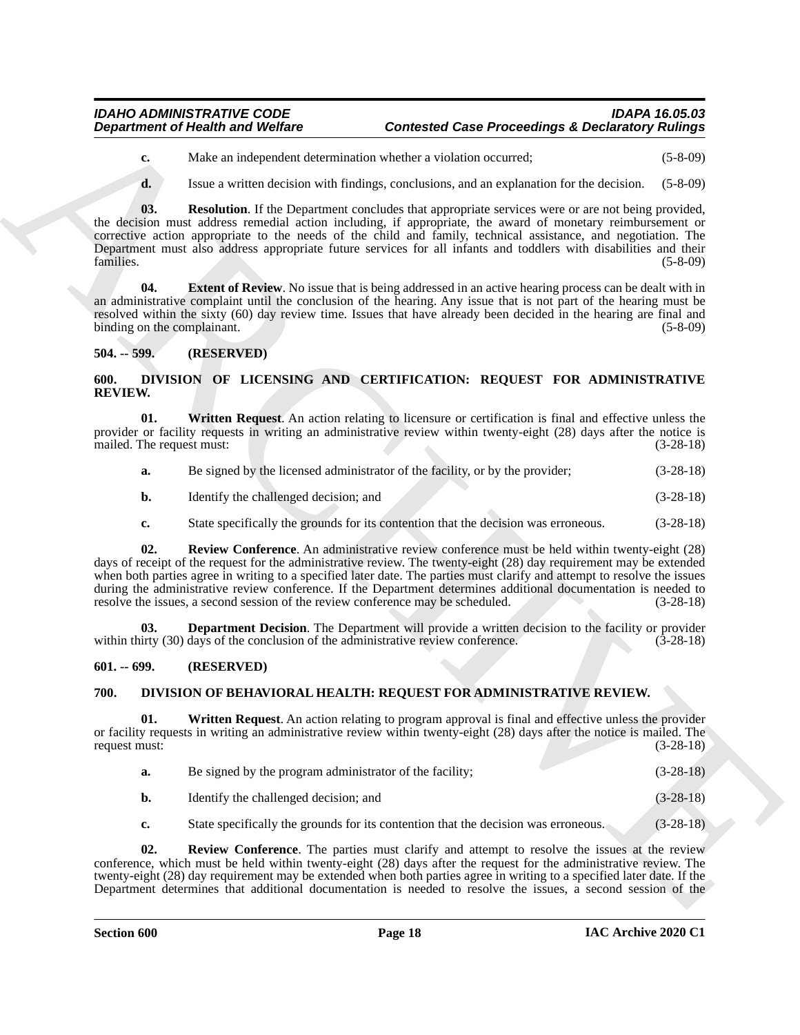**c.** Make an independent determination whether a violation occurred; (5-8-09)

**d.** Issue a written decision with findings, conclusions, and an explanation for the decision. (5-8-09)

**03. Resolution**. If the Department concludes that appropriate services were or are not being provided, the decision must address remedial action including, if appropriate, the award of monetary reimbursement or corrective action appropriate to the needs of the child and family, technical assistance, and negotiation. The Department must also address appropriate future services for all infants and toddlers with disabilities and their families. (5-8-09)

**04. Extent of Review**. No issue that is being addressed in an active hearing process can be dealt with in an administrative complaint until the conclusion of the hearing. Any issue that is not part of the hearing must be resolved within the sixty (60) day review time. Issues that have already been decided in the hearing are final and binding on the complainant. (5-8-09)

### 504. -- 599. (RESERVED)

### 600. DIVISION OF LICENSING AND CERTIFICATION: REQUEST FOR ADMINISTRATIVE REVIEW.

**01. Written Request**. An action relating to licensure or certification is final and effective unless the provider or facility requests in writing an administrative review within twenty-eight (28) days after the notice is mailed. The request must: (3-28-18)

**a.** Be signed by the licensed administrator of the facility, or by the provider; (3-28-18)

**b.** Identify the challenged decision; and (3-28-18)

**c.** State specifically the grounds for its contention that the decision was erroneous. (3-28-18)

**02. Review Conference**. An administrative review conference must be held within twenty-eight (28) days of receipt of the request for the administrative review. The twenty-eight (28) day requirement may be extended when both parties agree in writing to a specified later date. The parties must clarify and attempt to resolve the issues during the administrative review conference. If the Department determines additional documentation is needed to resolve the issues, a second session of the review conference may be scheduled. (3-28-18)

**03. Department Decision**. The Department will provide a written decision to the facility or provider within thirty (30) days of the conclusion of the administrative review conference. (3-28-18)

### 601. -- 699. (RESERVED)

### 700. DIVISION OF BEHAVIORAL HEALTH: REQUEST FOR ADMINISTRATIVE REVIEW.

**01. Written Request**. An action relating to program approval is final and effective unless the provider or facility requests in writing an administrative review within twenty-eight (28) days after the notice is mailed. The request must: (3-28-18)

**a.** Be signed by the program administrator of the facility; (3-28-18)

**b.** Identify the challenged decision; and (3-28-18)

**c.** State specifically the grounds for its contention that the decision was erroneous. (3-28-18)

**02. Review Conference**. The parties must clarify and attempt to resolve the issues at the review conference, which must be held within twenty-eight (28) days after the request for the administrative review. The twenty-eight (28) day requirement may be extended when both parties agree in writing to a specified later date. If the Department determines that additional documentation is needed to resolve the issues, a second session of the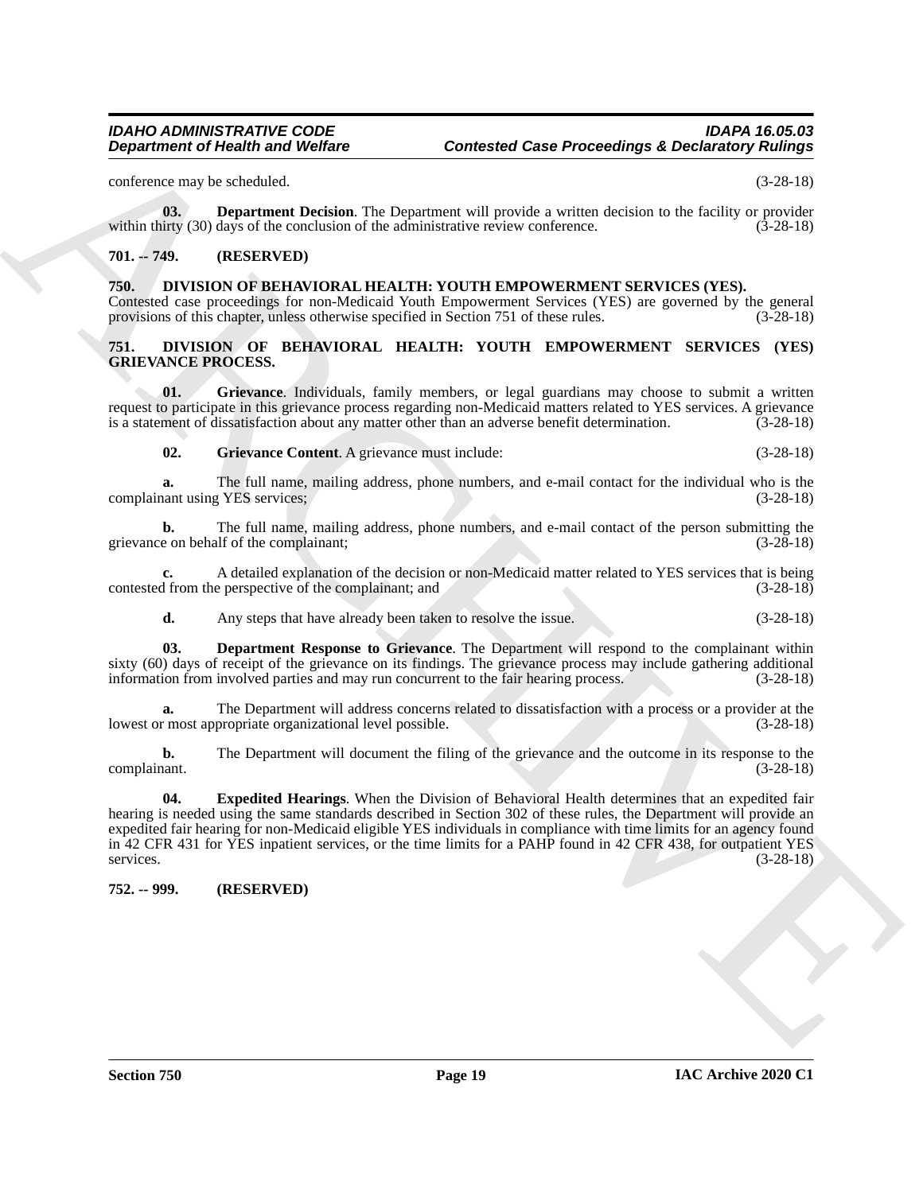conference may be scheduled. (3-28-18)

**03. Department Decision**. The Department will provide a written decision to the facility or provider within thirty (30) days of the conclusion of the administrative review conference. (3-28-18)

### 701. -- 749. (RESERVED)

### 750. DIVISION OF BEHAVIORAL HEALTH: YOUTH EMPOWERMENT SERVICES (YES).

Contested case proceedings for non-Medicaid Youth Empowerment Services (YES) are governed by the general provisions of this chapter, unless otherwise specified in Section 751 of these rules. (3-28-18)

### 751. DIVISION OF BEHAVIORAL HEALTH: YOUTH EMPOWERMENT SERVICES (YES) GRIEVANCE PROCESS.

**01. Grievance**. Individuals, family members, or legal guardians may choose to submit a written request to participate in this grievance process regarding non-Medicaid matters related to YES services. A grievance is a statement of dissatisfaction about any matter other than an adverse benefit determination. (3-28-18)

**02. Grievance Content**. A grievance must include: (3-28-18)

**a.** The full name, mailing address, phone numbers, and e-mail contact for the individual who is the complainant using YES services; (3-28-18)

**b.** The full name, mailing address, phone numbers, and e-mail contact of the person submitting the grievance on behalf of the complainant; (3-28-18)

**c.** A detailed explanation of the decision or non-Medicaid matter related to YES services that is being contested from the perspective of the complainant; and (3-28-18)

**d.** Any steps that have already been taken to resolve the issue. (3-28-18)

**03. Department Response to Grievance**. The Department will respond to the complainant within sixty (60) days of receipt of the grievance on its findings. The grievance process may include gathering additional information from involved parties and may run concurrent to the fair hearing process. (3-28-18)

**a.** The Department will address concerns related to dissatisfaction with a process or a provider at the lowest or most appropriate organizational level possible. (3-28-18)

**b.** The Department will document the filing of the grievance and the outcome in its response to the complainant. (3-28-18)

**04. Expedited Hearings**. When the Division of Behavioral Health determines that an expedited fair hearing is needed using the same standards described in Section 302 of these rules, the Department will provide an expedited fair hearing for non-Medicaid eligible YES individuals in compliance with time limits for an agency found in 42 CFR 431 for YES inpatient services, or the time limits for a PAHP found in 42 CFR 438, for outpatient YES services. (3-28-18)

### 752. -- 999. (RESERVED)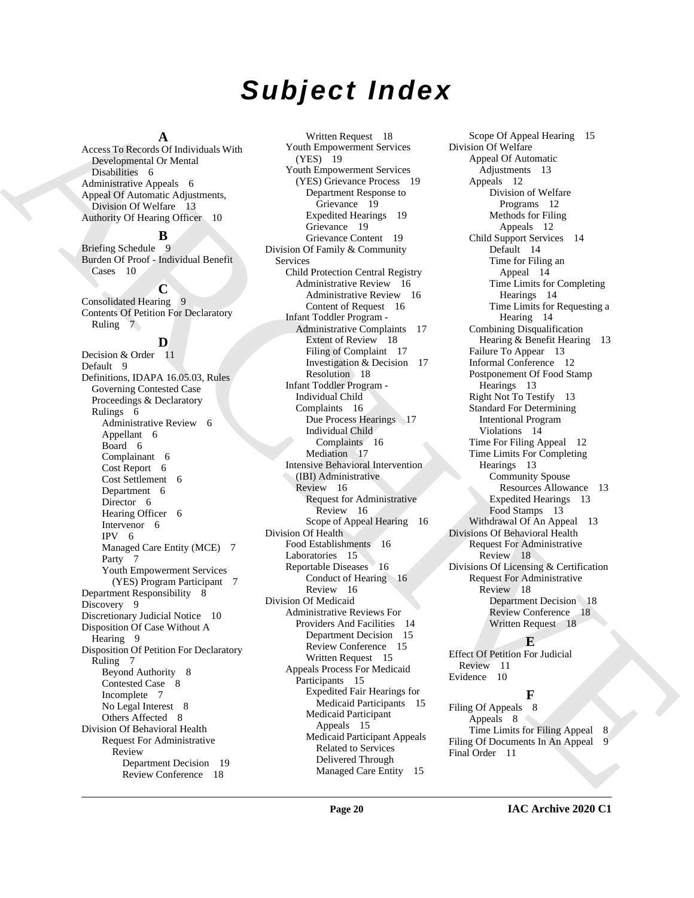# Subject Index

**A**

Access To Records Of Individuals With Developmental Or Mental Disabilities 6
Administrative Appeals 6
Appeal Of Automatic Adjustments, Division Of Welfare 13
Authority Of Hearing Officer 10

**B**

Briefing Schedule 9
Burden Of Proof - Individual Benefit Cases 10

**C**

Consolidated Hearing 9
Contents Of Petition For Declaratory Ruling 7

**D**

Decision & Order 11
Default 9
Definitions, IDAPA 16.05.03, Rules Governing Contested Case Proceedings & Declaratory Rulings 6
- Administrative Review 6
- Appellant 6
- Board 6
- Complainant 6
- Cost Report 6
- Cost Settlement 6
- Department 6
- Director 6
- Hearing Officer 6
- Intervenor 6
- IPV 6
- Managed Care Entity (MCE) 7
- Party 7
- Youth Empowerment Services (YES) Program Participant 7

Department Responsibility 8
Discovery 9
Discretionary Judicial Notice 10
Disposition Of Case Without A Hearing 9
Disposition Of Petition For Declaratory Ruling 7
- Beyond Authority 8
- Contested Case 8
- Incomplete 7
- No Legal Interest 8
- Others Affected 8

Division Of Behavioral Health
- Request For Administrative Review
  - Department Decision 19
  - Review Conference 18
  - Written Request 18
- Youth Empowerment Services (YES) 19
- Youth Empowerment Services (YES) Grievance Process 19
  - Department Response to Grievance 19
  - Expedited Hearings 19
  - Grievance 19
  - Grievance Content 19

Division Of Family & Community Services
- Child Protection Central Registry Administrative Review 16
  - Administrative Review 16
  - Content of Request 16
- Infant Toddler Program - Administrative Complaints 17
  - Extent of Review 18
  - Filing of Complaint 17
  - Investigation & Decision 17
  - Resolution 18
- Infant Toddler Program - Individual Child Complaints 16
  - Due Process Hearings 17
  - Individual Child Complaints 16
  - Mediation 17
- Intensive Behavioral Intervention (IBI) Administrative Review 16
  - Request for Administrative Review 16
  - Scope of Appeal Hearing 16

Division Of Health
- Food Establishments 16
- Laboratories 15
- Reportable Diseases 16
  - Conduct of Hearing 16
  - Review 16

Division Of Medicaid
- Administrative Reviews For Providers And Facilities 14
  - Department Decision 15
  - Review Conference 15
  - Written Request 15
- Appeals Process For Medicaid Participants 15
  - Expedited Fair Hearings for Medicaid Participants 15
  - Medicaid Participant Appeals 15
  - Medicaid Participant Appeals Related to Services Delivered Through Managed Care Entity 15
  - Scope Of Appeal Hearing 15

Division Of Welfare
- Appeal Of Automatic Adjustments 13
- Appeals 12
  - Division of Welfare Programs 12
  - Methods for Filing Appeals 12
- Child Support Services 14
  - Default 14
  - Time for Filing an Appeal 14
  - Time Limits for Completing Hearings 14
  - Time Limits for Requesting a Hearing 14
- Combining Disqualification Hearing & Benefit Hearing 13
- Failure To Appear 13
- Informal Conference 12
- Postponement Of Food Stamp Hearings 13
- Right Not To Testify 13
- Standard For Determining Intentional Program Violations 14
- Time For Filing Appeal 12
- Time Limits For Completing Hearings 13
  - Community Spouse Resources Allowance 13
  - Expedited Hearings 13
  - Food Stamps 13
- Withdrawal Of An Appeal 13

Divisions Of Behavioral Health
- Request For Administrative Review 18

Divisions Of Licensing & Certification
- Request For Administrative Review 18
  - Department Decision 18
  - Review Conference 18
  - Written Request 18

**E**

Effect Of Petition For Judicial Review 11
Evidence 10

**F**

Filing Of Appeals 8
- Appeals 8
- Time Limits for Filing Appeal 8

Filing Of Documents In An Appeal 9
Final Order 11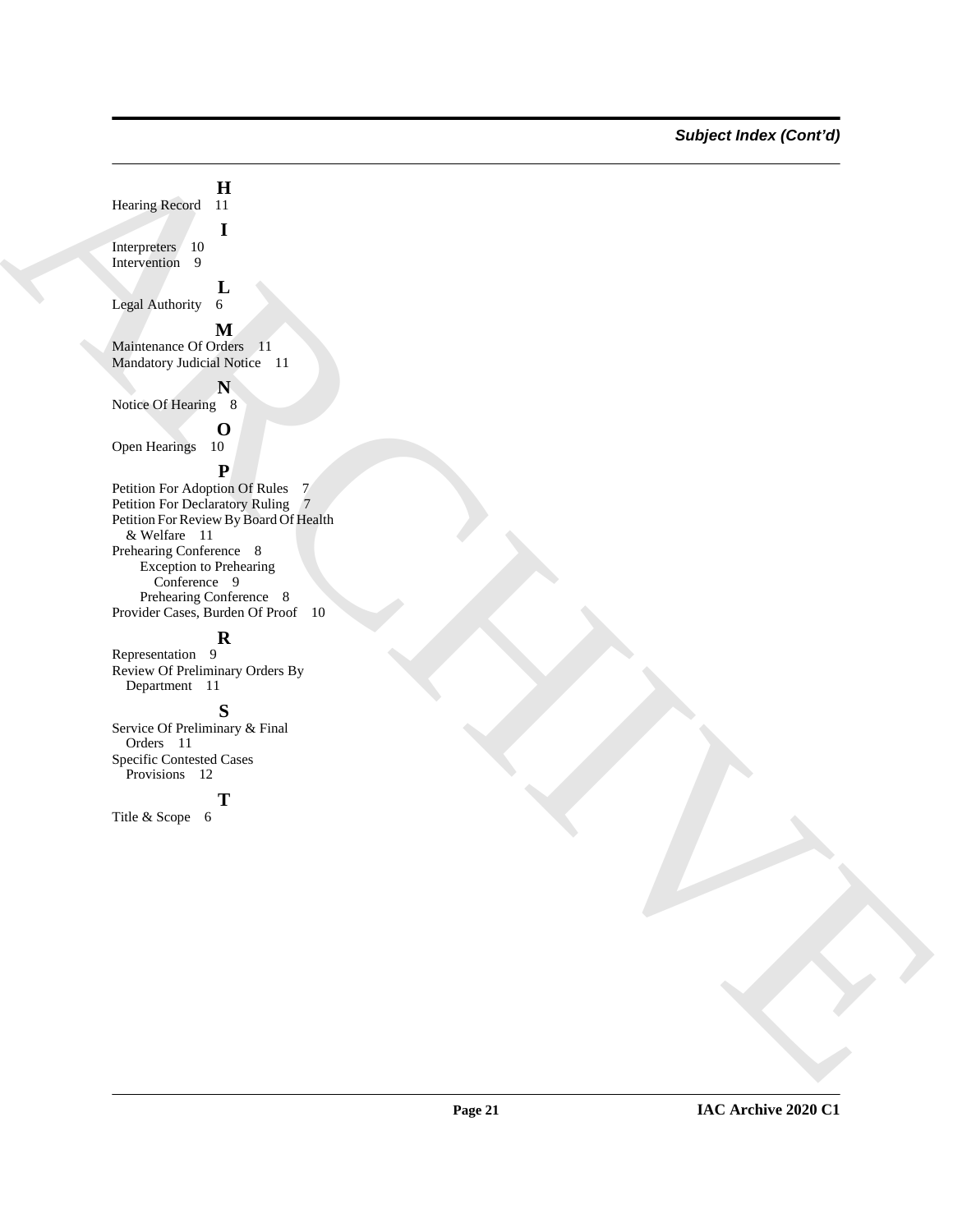## H

Hearing Record 11

## I

Interpreters 10
Intervention 9

## L

Legal Authority 6

## M

Maintenance Of Orders 11
Mandatory Judicial Notice 11

## N

Notice Of Hearing 8

## O

Open Hearings 10

## P

Petition For Adoption Of Rules 7
Petition For Declaratory Ruling 7
Petition For Review By Board Of Health & Welfare 11
Prehearing Conference 8
- Exception to Prehearing Conference 9
- Prehearing Conference 8

Provider Cases, Burden Of Proof 10

## R

Representation 9
Review Of Preliminary Orders By Department 11

## S

Service Of Preliminary & Final Orders 11
Specific Contested Cases Provisions 12

## T

Title & Scope 6